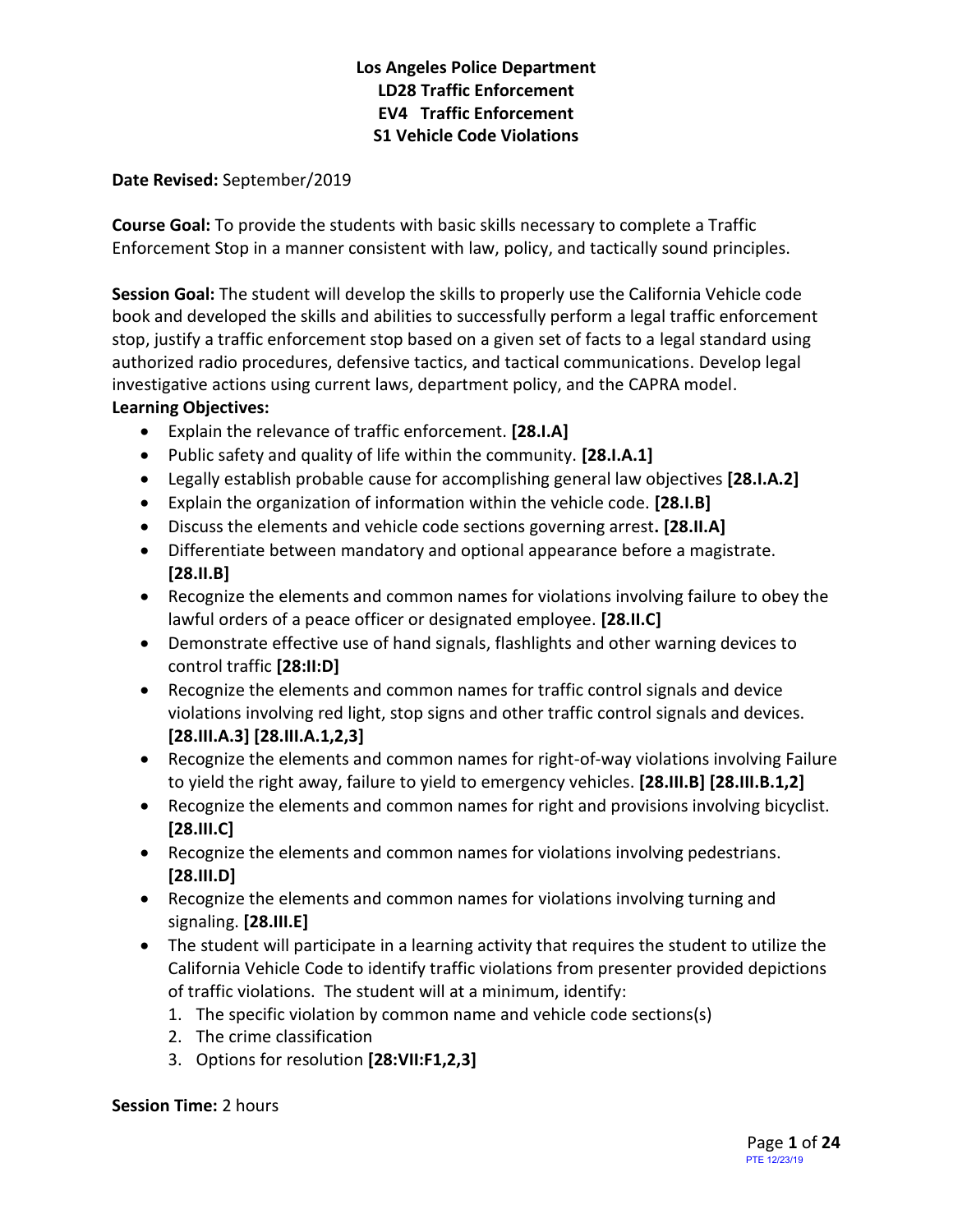# Los Angeles Police Department
## LD28 Traffic Enforcement
## EV4 Traffic Enforcement
## S1 Vehicle Code Violations

**Date Revised:** September/2019

**Course Goal:** To provide the students with basic skills necessary to complete a Traffic Enforcement Stop in a manner consistent with law, policy, and tactically sound principles.

**Session Goal:** The student will develop the skills to properly use the California Vehicle code book and developed the skills and abilities to successfully perform a legal traffic enforcement stop, justify a traffic enforcement stop based on a given set of facts to a legal standard using authorized radio procedures, defensive tactics, and tactical communications. Develop legal investigative actions using current laws, department policy, and the CAPRA model.

**Learning Objectives:**

- Explain the relevance of traffic enforcement. **[28.I.A]**
- Public safety and quality of life within the community. **[28.I.A.1]**
- Legally establish probable cause for accomplishing general law objectives **[28.I.A.2]**
- Explain the organization of information within the vehicle code. **[28.I.B]**
- Discuss the elements and vehicle code sections governing arrest**. [28.II.A]**
- Differentiate between mandatory and optional appearance before a magistrate. **[28.II.B]**
- Recognize the elements and common names for violations involving failure to obey the lawful orders of a peace officer or designated employee. **[28.II.C]**
- Demonstrate effective use of hand signals, flashlights and other warning devices to control traffic **[28:II:D]**
- Recognize the elements and common names for traffic control signals and device violations involving red light, stop signs and other traffic control signals and devices. **[28.III.A.3] [28.III.A.1,2,3]**
- Recognize the elements and common names for right-of-way violations involving Failure to yield the right away, failure to yield to emergency vehicles. **[28.III.B] [28.III.B.1,2]**
- Recognize the elements and common names for right and provisions involving bicyclist. **[28.III.C]**
- Recognize the elements and common names for violations involving pedestrians. **[28.III.D]**
- Recognize the elements and common names for violations involving turning and signaling. **[28.III.E]**
- The student will participate in a learning activity that requires the student to utilize the California Vehicle Code to identify traffic violations from presenter provided depictions of traffic violations. The student will at a minimum, identify:
  1. The specific violation by common name and vehicle code sections(s)
  2. The crime classification
  3. Options for resolution **[28:VII:F1,2,3]**

**Session Time:** 2 hours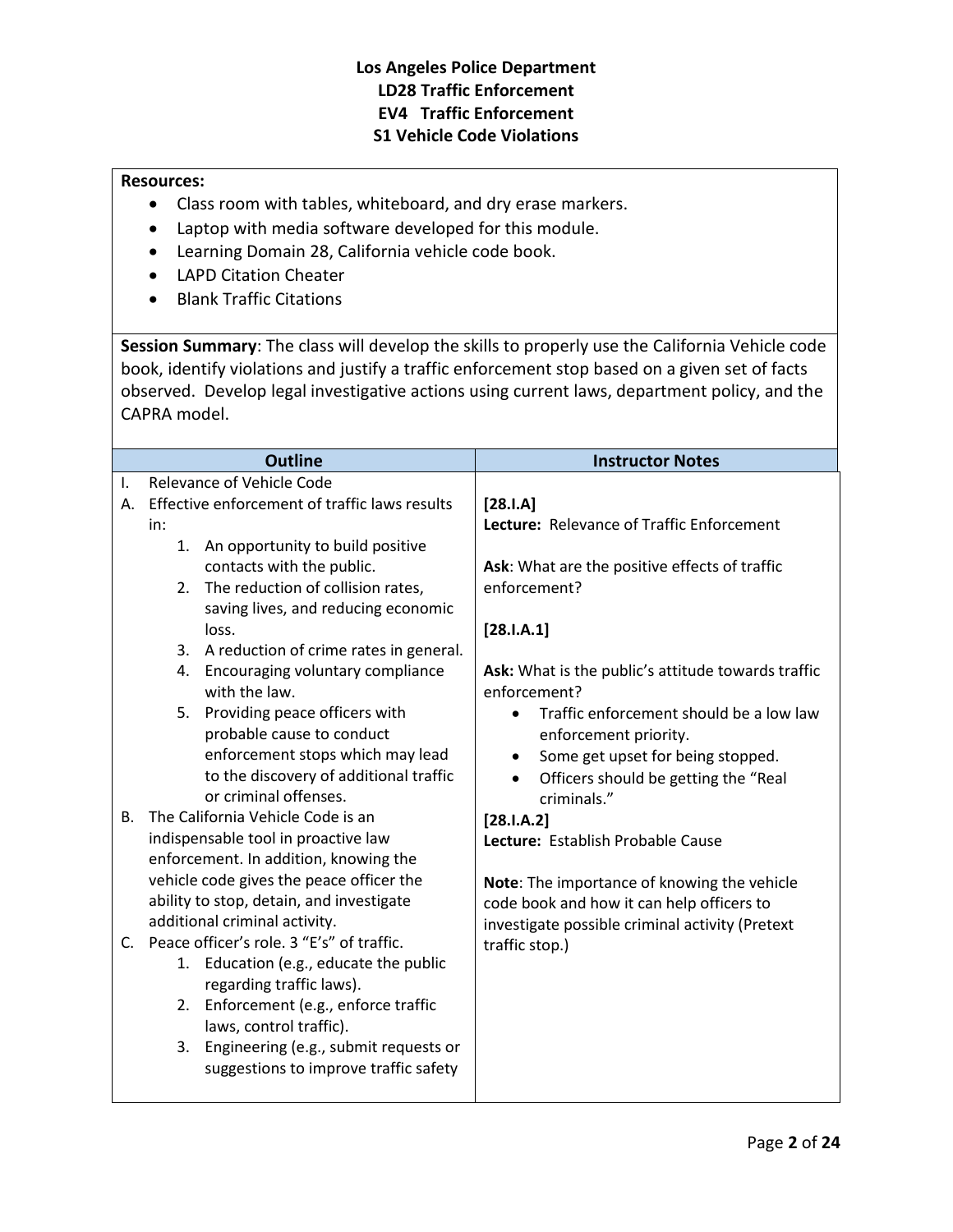**Los Angeles Police Department**
**LD28 Traffic Enforcement**
**EV4 Traffic Enforcement**
**S1 Vehicle Code Violations**

**Resources:**

- Class room with tables, whiteboard, and dry erase markers.
- Laptop with media software developed for this module.
- Learning Domain 28, California vehicle code book.
- LAPD Citation Cheater
- Blank Traffic Citations

**Session Summary**: The class will develop the skills to properly use the California Vehicle code book, identify violations and justify a traffic enforcement stop based on a given set of facts observed. Develop legal investigative actions using current laws, department policy, and the CAPRA model.

| Outline | Instructor Notes |
|---|---|
| I. Relevance of Vehicle Code | |
| A. Effective enforcement of traffic laws results in: | **[28.I.A]**<br>**Lecture:** Relevance of Traffic Enforcement<br><br>**Ask**: What are the positive effects of traffic enforcement? |
| 1. An opportunity to build positive contacts with the public.<br>2. The reduction of collision rates, saving lives, and reducing economic loss.<br>3. A reduction of crime rates in general.<br>4. Encouraging voluntary compliance with the law.<br>5. Providing peace officers with probable cause to conduct enforcement stops which may lead to the discovery of additional traffic or criminal offenses. | **[28.I.A.1]**<br><br>**Ask:** What is the public's attitude towards traffic enforcement?<br>• Traffic enforcement should be a low law enforcement priority.<br>• Some get upset for being stopped.<br>• Officers should be getting the "Real criminals." |
| B. The California Vehicle Code is an indispensable tool in proactive law enforcement. In addition, knowing the vehicle code gives the peace officer the ability to stop, detain, and investigate additional criminal activity. | **[28.I.A.2]**<br>**Lecture:** Establish Probable Cause<br><br>**Note**: The importance of knowing the vehicle code book and how it can help officers to investigate possible criminal activity (Pretext traffic stop.) |
| C. Peace officer's role. 3 "E's" of traffic.<br>1. Education (e.g., educate the public regarding traffic laws).<br>2. Enforcement (e.g., enforce traffic laws, control traffic).<br>3. Engineering (e.g., submit requests or suggestions to improve traffic safety | |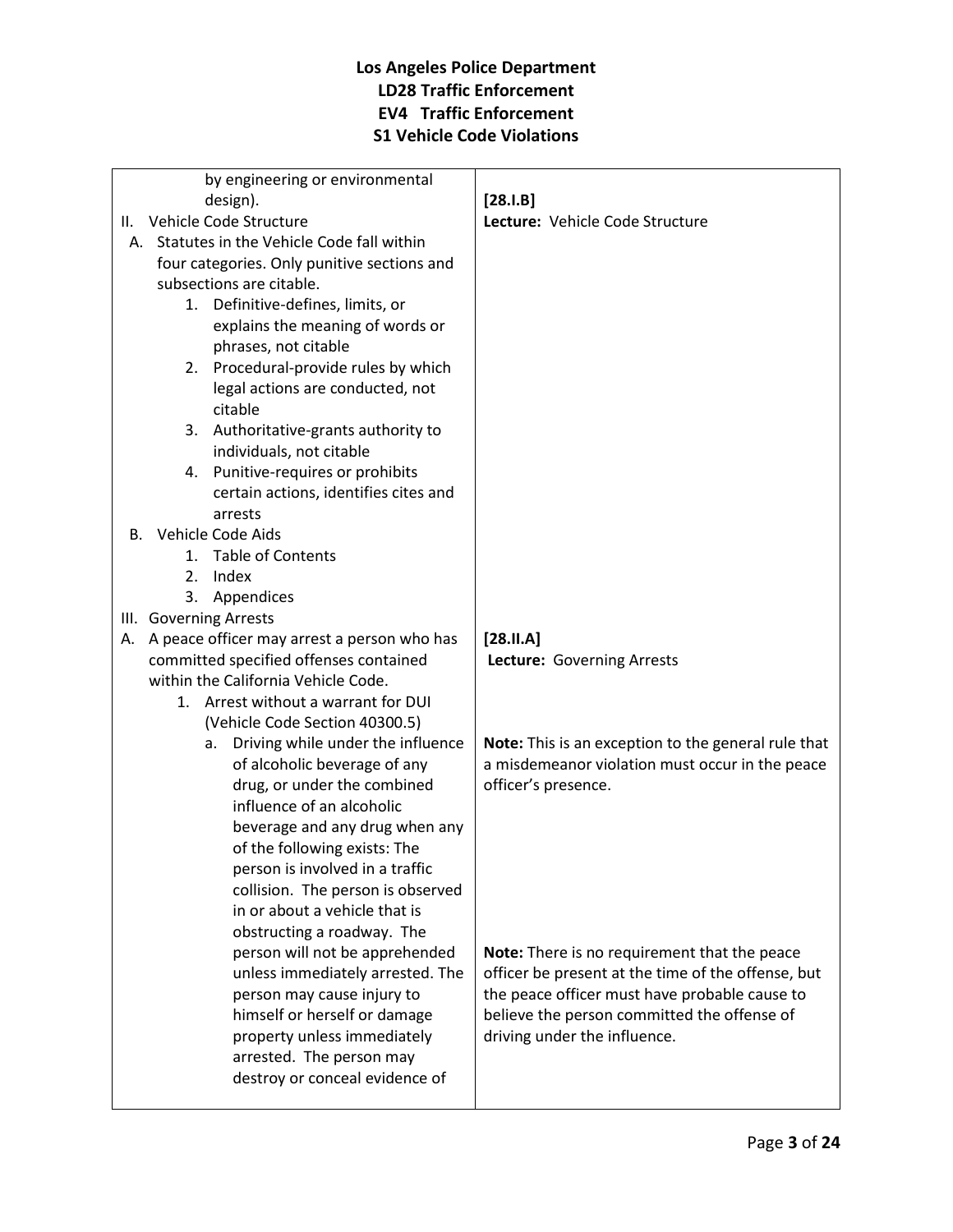**Los Angeles Police Department**
**LD28 Traffic Enforcement**
**EV4 Traffic Enforcement**
**S1 Vehicle Code Violations**

| | |
|---|---|
| by engineering or environmental design).<br>II. Vehicle Code Structure<br>A. Statutes in the Vehicle Code fall within four categories. Only punitive sections and subsections are citable.<br>1. Definitive-defines, limits, or explains the meaning of words or phrases, not citable<br>2. Procedural-provide rules by which legal actions are conducted, not citable<br>3. Authoritative-grants authority to individuals, not citable<br>4. Punitive-requires or prohibits certain actions, identifies cites and arrests<br>B. Vehicle Code Aids<br>1. Table of Contents<br>2. Index<br>3. Appendices | **[28.I.B]**<br>**Lecture:** Vehicle Code Structure |
| III. Governing Arrests<br>A. A peace officer may arrest a person who has committed specified offenses contained within the California Vehicle Code.<br>1. Arrest without a warrant for DUI (Vehicle Code Section 40300.5)<br>a. Driving while under the influence of alcoholic beverage of any drug, or under the combined influence of an alcoholic beverage and any drug when any of the following exists: The person is involved in a traffic collision. The person is observed in or about a vehicle that is obstructing a roadway. The person will not be apprehended unless immediately arrested. The person may cause injury to himself or herself or damage property unless immediately arrested. The person may destroy or conceal evidence of | **[28.II.A]**<br>**Lecture:** Governing Arrests<br><br>**Note:** This is an exception to the general rule that a misdemeanor violation must occur in the peace officer's presence.<br><br>**Note:** There is no requirement that the peace officer be present at the time of the offense, but the peace officer must have probable cause to believe the person committed the offense of driving under the influence. |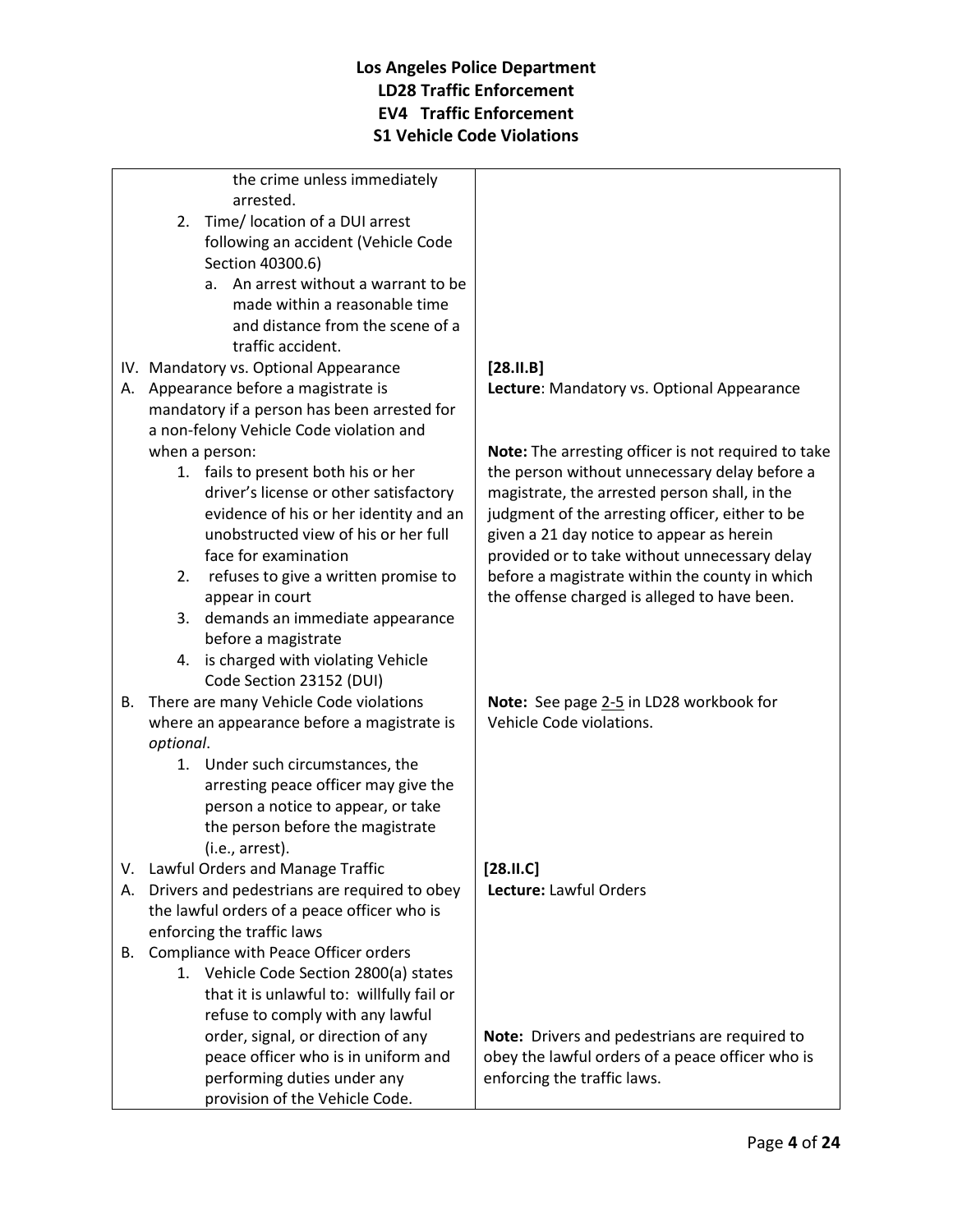| | |
|---|---|
| the crime unless immediately arrested.<br>2. Time/ location of a DUI arrest following an accident (Vehicle Code Section 40300.6)<br>a. An arrest without a warrant to be made within a reasonable time and distance from the scene of a traffic accident. | |
| IV. Mandatory vs. Optional Appearance<br>A. Appearance before a magistrate is mandatory if a person has been arrested for a non-felony Vehicle Code violation and when a person:<br>1. fails to present both his or her driver's license or other satisfactory evidence of his or her identity and an unobstructed view of his or her full face for examination<br>2. refuses to give a written promise to appear in court<br>3. demands an immediate appearance before a magistrate<br>4. is charged with violating Vehicle Code Section 23152 (DUI) | **[28.II.B]**<br>**Lecture**: Mandatory vs. Optional Appearance<br><br>**Note:** The arresting officer is not required to take the person without unnecessary delay before a magistrate, the arrested person shall, in the judgment of the arresting officer, either to be given a 21 day notice to appear as herein provided or to take without unnecessary delay before a magistrate within the county in which the offense charged is alleged to have been. |
| B. There are many Vehicle Code violations where an appearance before a magistrate is *optional*.<br>1. Under such circumstances, the arresting peace officer may give the person a notice to appear, or take the person before the magistrate (i.e., arrest). | **Note:** See page 2-5 in LD28 workbook for Vehicle Code violations. |
| V. Lawful Orders and Manage Traffic<br>A. Drivers and pedestrians are required to obey the lawful orders of a peace officer who is enforcing the traffic laws<br>B. Compliance with Peace Officer orders<br>1. Vehicle Code Section 2800(a) states that it is unlawful to: willfully fail or refuse to comply with any lawful order, signal, or direction of any peace officer who is in uniform and performing duties under any provision of the Vehicle Code. | **[28.II.C]**<br>**Lecture:** Lawful Orders<br><br>**Note:** Drivers and pedestrians are required to obey the lawful orders of a peace officer who is enforcing the traffic laws. |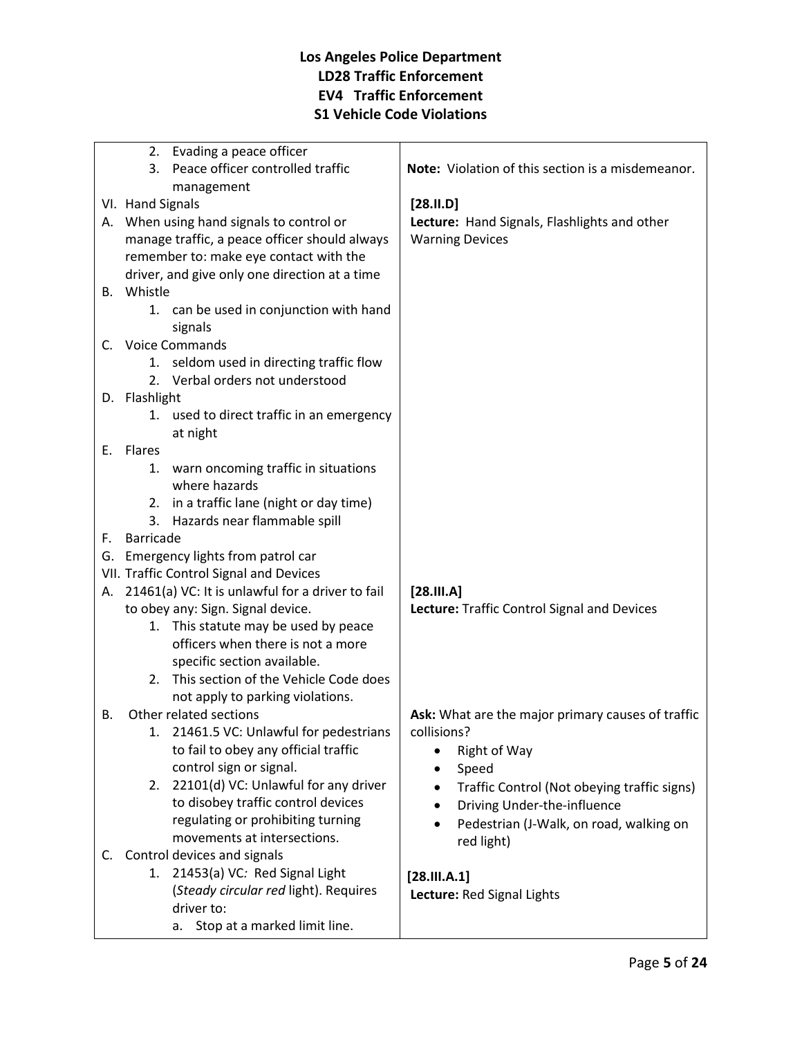# Los Angeles Police Department
## LD28 Traffic Enforcement
## EV4 Traffic Enforcement
## S1 Vehicle Code Violations

| | |
|---|---|
| 2. Evading a peace officer<br>3. Peace officer controlled traffic management | **Note:** Violation of this section is a misdemeanor. |
| VI. Hand Signals<br>A. When using hand signals to control or manage traffic, a peace officer should always remember to: make eye contact with the driver, and give only one direction at a time<br>B. Whistle<br>1. can be used in conjunction with hand signals<br>C. Voice Commands<br>1. seldom used in directing traffic flow<br>2. Verbal orders not understood<br>D. Flashlight<br>1. used to direct traffic in an emergency at night<br>E. Flares<br>1. warn oncoming traffic in situations where hazards<br>2. in a traffic lane (night or day time)<br>3. Hazards near flammable spill<br>F. Barricade<br>G. Emergency lights from patrol car | **[28.II.D]**<br>**Lecture:** Hand Signals, Flashlights and other Warning Devices |
| VII. Traffic Control Signal and Devices<br>A. 21461(a) VC: It is unlawful for a driver to fail to obey any: Sign. Signal device.<br>1. This statute may be used by peace officers when there is not a more specific section available.<br>2. This section of the Vehicle Code does not apply to parking violations. | **[28.III.A]**<br>**Lecture:** Traffic Control Signal and Devices |
| B. Other related sections<br>1. 21461.5 VC: Unlawful for pedestrians to fail to obey any official traffic control sign or signal.<br>2. 22101(d) VC: Unlawful for any driver to disobey traffic control devices regulating or prohibiting turning movements at intersections. | **Ask:** What are the major primary causes of traffic collisions?<br>• Right of Way<br>• Speed<br>• Traffic Control (Not obeying traffic signs)<br>• Driving Under-the-influence<br>• Pedestrian (J-Walk, on road, walking on red light) |
| C. Control devices and signals<br>1. 21453(a) VC*:* Red Signal Light (*Steady circular red* light). Requires driver to:<br>a. Stop at a marked limit line. | **[28.III.A.1]**<br>**Lecture:** Red Signal Lights |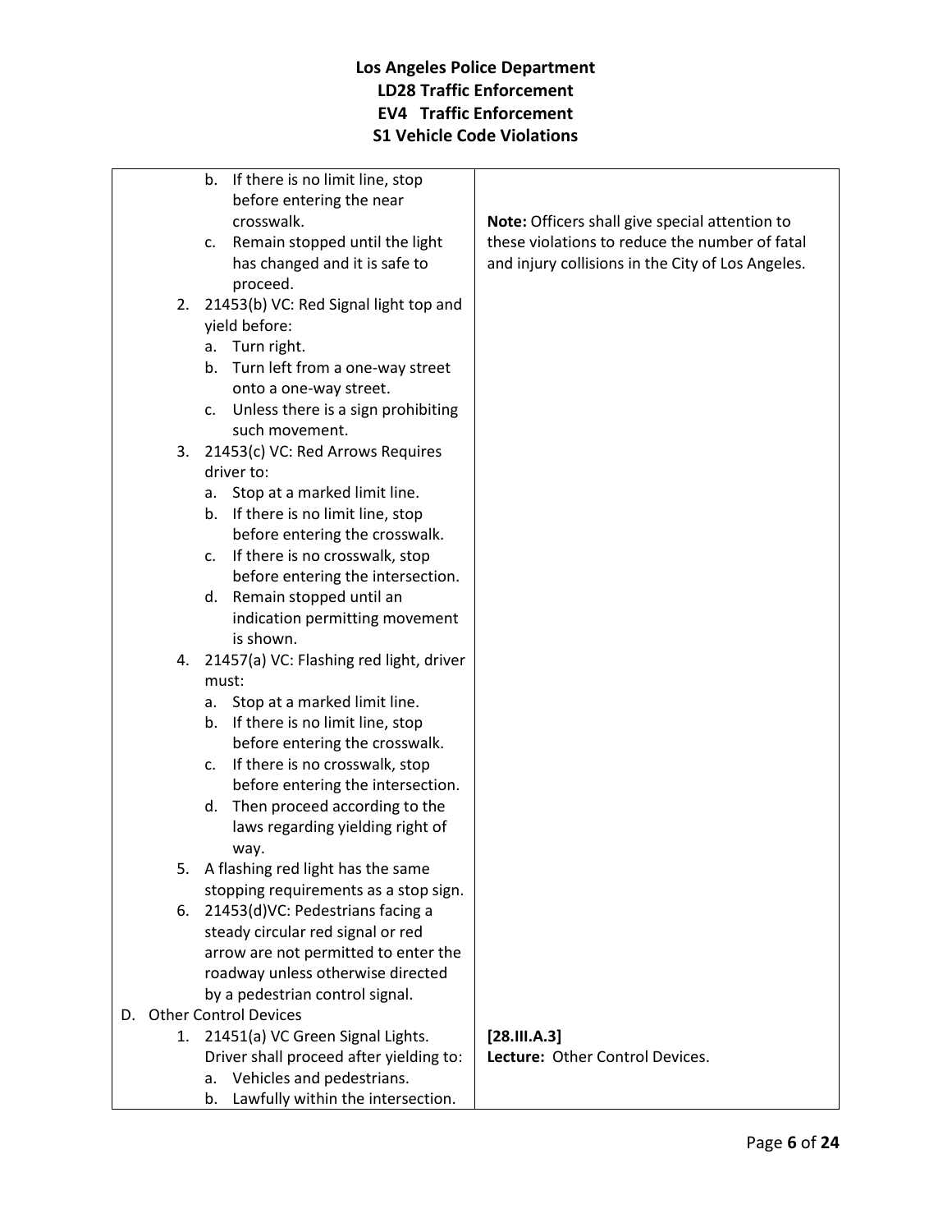# Los Angeles Police Department
## LD28 Traffic Enforcement
## EV4 Traffic Enforcement
## S1 Vehicle Code Violations

| | |
|---|---|
| b. If there is no limit line, stop before entering the near crosswalk.<br>c. Remain stopped until the light has changed and it is safe to proceed.<br>2. 21453(b) VC: Red Signal light top and yield before:<br>a. Turn right.<br>b. Turn left from a one-way street onto a one-way street.<br>c. Unless there is a sign prohibiting such movement.<br>3. 21453(c) VC: Red Arrows Requires driver to:<br>a. Stop at a marked limit line.<br>b. If there is no limit line, stop before entering the crosswalk.<br>c. If there is no crosswalk, stop before entering the intersection.<br>d. Remain stopped until an indication permitting movement is shown.<br>4. 21457(a) VC: Flashing red light, driver must:<br>a. Stop at a marked limit line.<br>b. If there is no limit line, stop before entering the crosswalk.<br>c. If there is no crosswalk, stop before entering the intersection.<br>d. Then proceed according to the laws regarding yielding right of way.<br>5. A flashing red light has the same stopping requirements as a stop sign.<br>6. 21453(d)VC: Pedestrians facing a steady circular red signal or red arrow are not permitted to enter the roadway unless otherwise directed by a pedestrian control signal. | **Note:** Officers shall give special attention to these violations to reduce the number of fatal and injury collisions in the City of Los Angeles. |
| D. Other Control Devices<br>1. 21451(a) VC Green Signal Lights. Driver shall proceed after yielding to:<br>a. Vehicles and pedestrians.<br>b. Lawfully within the intersection. | **[28.III.A.3]**<br>**Lecture:** Other Control Devices. |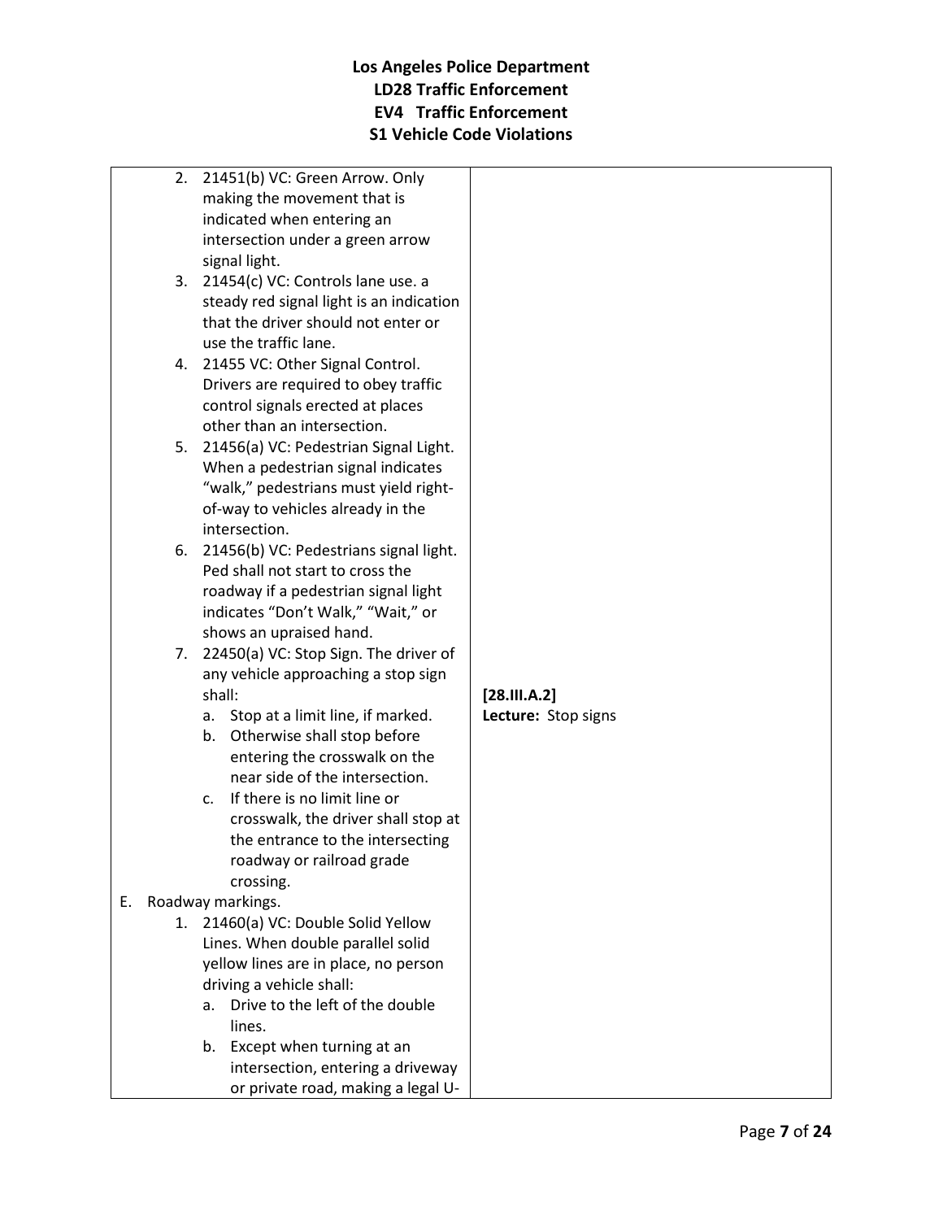| | |
|---|---|
| 2. 21451(b) VC: Green Arrow. Only making the movement that is indicated when entering an intersection under a green arrow signal light.<br>3. 21454(c) VC: Controls lane use. a steady red signal light is an indication that the driver should not enter or use the traffic lane.<br>4. 21455 VC: Other Signal Control. Drivers are required to obey traffic control signals erected at places other than an intersection.<br>5. 21456(a) VC: Pedestrian Signal Light. When a pedestrian signal indicates "walk," pedestrians must yield right-of-way to vehicles already in the intersection.<br>6. 21456(b) VC: Pedestrians signal light. Ped shall not start to cross the roadway if a pedestrian signal light indicates "Don't Walk," "Wait," or shows an upraised hand.<br>7. 22450(a) VC: Stop Sign. The driver of any vehicle approaching a stop sign shall:<br>a. Stop at a limit line, if marked.<br>b. Otherwise shall stop before entering the crosswalk on the near side of the intersection.<br>c. If there is no limit line or crosswalk, the driver shall stop at the entrance to the intersecting roadway or railroad grade crossing. | **[28.III.A.2]**<br>**Lecture:** Stop signs |
| E. Roadway markings.<br>1. 21460(a) VC: Double Solid Yellow Lines. When double parallel solid yellow lines are in place, no person driving a vehicle shall:<br>a. Drive to the left of the double lines.<br>b. Except when turning at an intersection, entering a driveway or private road, making a legal U- | |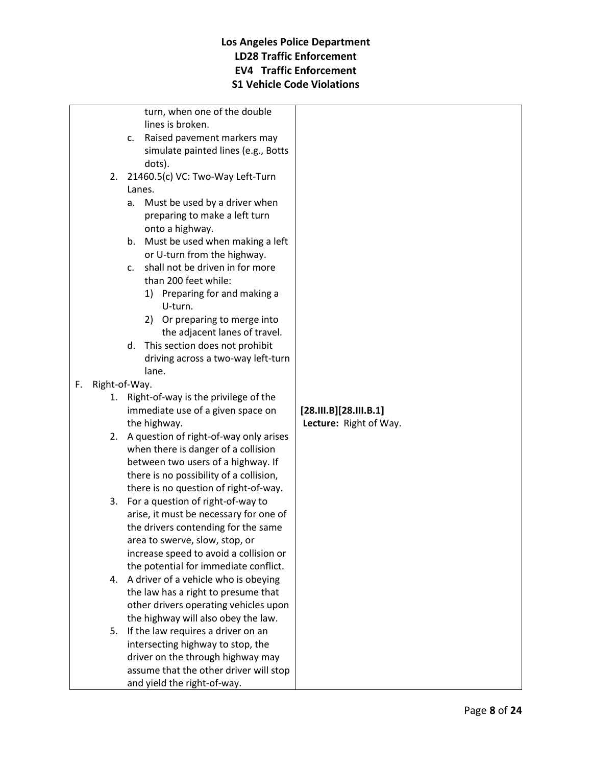| | |
|---|---|
| turn, when one of the double lines is broken.<br>c. Raised pavement markers may simulate painted lines (e.g., Botts dots).<br>2. 21460.5(c) VC: Two-Way Left-Turn Lanes.<br>a. Must be used by a driver when preparing to make a left turn onto a highway.<br>b. Must be used when making a left or U-turn from the highway.<br>c. shall not be driven in for more than 200 feet while:<br>1) Preparing for and making a U-turn.<br>2) Or preparing to merge into the adjacent lanes of travel.<br>d. This section does not prohibit driving across a two-way left-turn lane. | |
| F. Right-of-Way.<br>1. Right-of-way is the privilege of the immediate use of a given space on the highway.<br>2. A question of right-of-way only arises when there is danger of a collision between two users of a highway. If there is no possibility of a collision, there is no question of right-of-way.<br>3. For a question of right-of-way to arise, it must be necessary for one of the drivers contending for the same area to swerve, slow, stop, or increase speed to avoid a collision or the potential for immediate conflict.<br>4. A driver of a vehicle who is obeying the law has a right to presume that other drivers operating vehicles upon the highway will also obey the law.<br>5. If the law requires a driver on an intersecting highway to stop, the driver on the through highway may assume that the other driver will stop and yield the right-of-way. | **[28.III.B][28.III.B.1]**<br>**Lecture:** Right of Way. |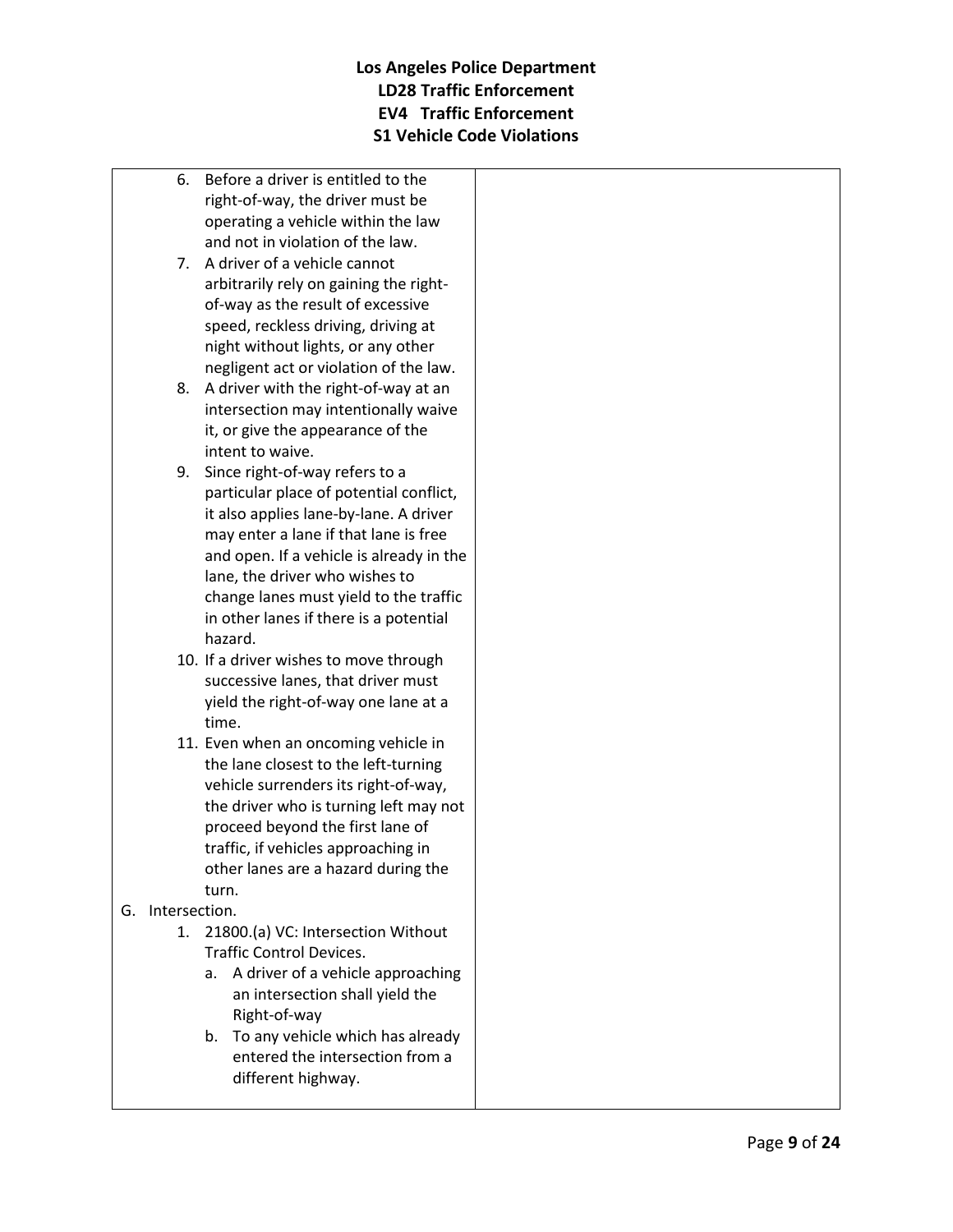6. Before a driver is entitled to the right-of-way, the driver must be operating a vehicle within the law and not in violation of the law.
7. A driver of a vehicle cannot arbitrarily rely on gaining the right-of-way as the result of excessive speed, reckless driving, driving at night without lights, or any other negligent act or violation of the law.
8. A driver with the right-of-way at an intersection may intentionally waive it, or give the appearance of the intent to waive.
9. Since right-of-way refers to a particular place of potential conflict, it also applies lane-by-lane. A driver may enter a lane if that lane is free and open. If a vehicle is already in the lane, the driver who wishes to change lanes must yield to the traffic in other lanes if there is a potential hazard.
10. If a driver wishes to move through successive lanes, that driver must yield the right-of-way one lane at a time.
11. Even when an oncoming vehicle in the lane closest to the left-turning vehicle surrenders its right-of-way, the driver who is turning left may not proceed beyond the first lane of traffic, if vehicles approaching in other lanes are a hazard during the turn.

G. Intersection.

1. 21800.(a) VC: Intersection Without Traffic Control Devices.
   a. A driver of a vehicle approaching an intersection shall yield the Right-of-way
   b. To any vehicle which has already entered the intersection from a different highway.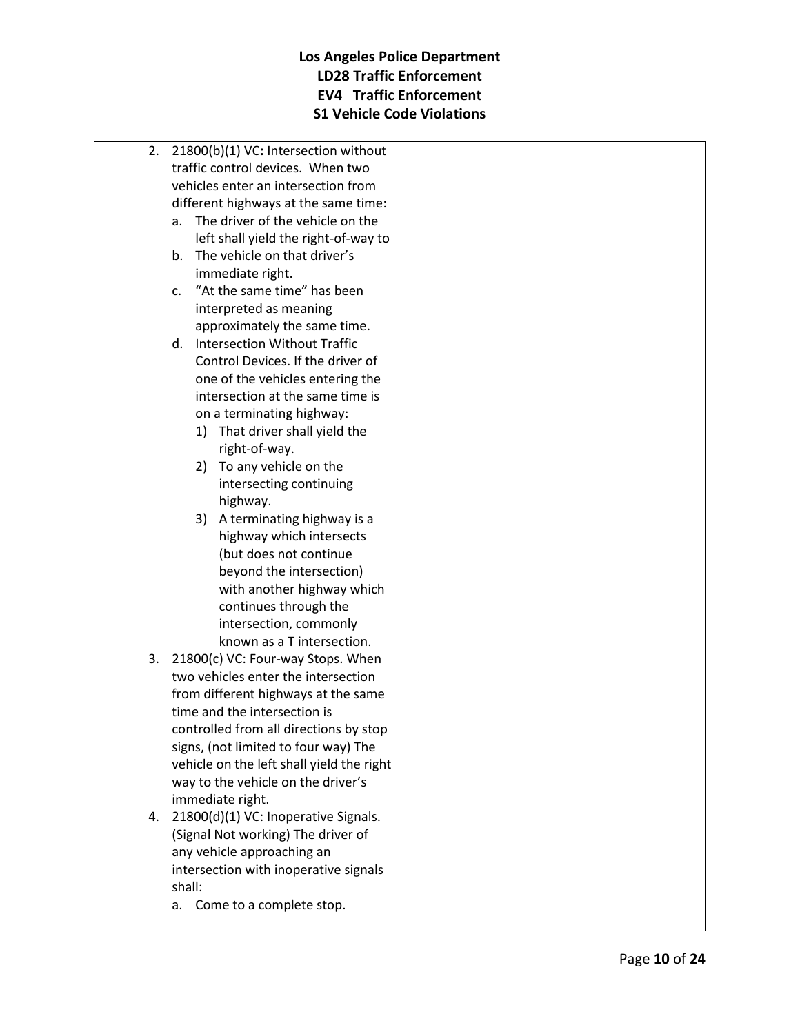# Los Angeles Police Department
## LD28 Traffic Enforcement
## EV4 Traffic Enforcement
## S1 Vehicle Code Violations

2. 21800(b)(1) VC**:** Intersection without traffic control devices. When two vehicles enter an intersection from different highways at the same time:
   a. The driver of the vehicle on the left shall yield the right-of-way to
   b. The vehicle on that driver's immediate right.
   c. "At the same time" has been interpreted as meaning approximately the same time.
   d. Intersection Without Traffic Control Devices. If the driver of one of the vehicles entering the intersection at the same time is on a terminating highway:
      1) That driver shall yield the right-of-way.
      2) To any vehicle on the intersecting continuing highway.
      3) A terminating highway is a highway which intersects (but does not continue beyond the intersection) with another highway which continues through the intersection, commonly known as a T intersection.
3. 21800(c) VC: Four-way Stops. When two vehicles enter the intersection from different highways at the same time and the intersection is controlled from all directions by stop signs, (not limited to four way) The vehicle on the left shall yield the right way to the vehicle on the driver's immediate right.
4. 21800(d)(1) VC: Inoperative Signals. (Signal Not working) The driver of any vehicle approaching an intersection with inoperative signals shall:
   a. Come to a complete stop.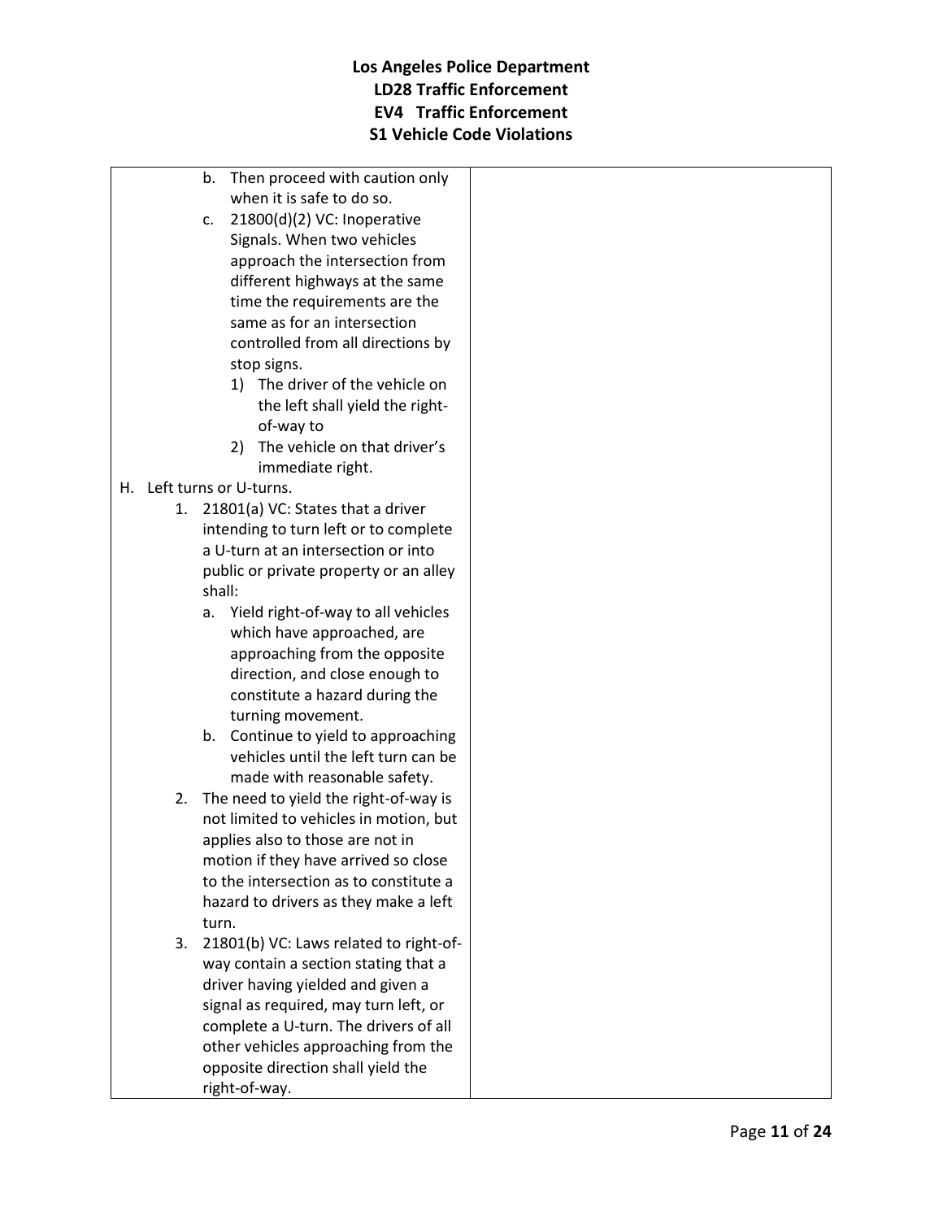b. Then proceed with caution only when it is safe to do so.

c. 21800(d)(2) VC: Inoperative Signals. When two vehicles approach the intersection from different highways at the same time the requirements are the same as for an intersection controlled from all directions by stop signs.

   1) The driver of the vehicle on the left shall yield the right-of-way to
   2) The vehicle on that driver's immediate right.

H. Left turns or U-turns.

1. 21801(a) VC: States that a driver intending to turn left or to complete a U-turn at an intersection or into public or private property or an alley shall:
   a. Yield right-of-way to all vehicles which have approached, are approaching from the opposite direction, and close enough to constitute a hazard during the turning movement.
   b. Continue to yield to approaching vehicles until the left turn can be made with reasonable safety.
2. The need to yield the right-of-way is not limited to vehicles in motion, but applies also to those are not in motion if they have arrived so close to the intersection as to constitute a hazard to drivers as they make a left turn.
3. 21801(b) VC: Laws related to right-of-way contain a section stating that a driver having yielded and given a signal as required, may turn left, or complete a U-turn. The drivers of all other vehicles approaching from the opposite direction shall yield the right-of-way.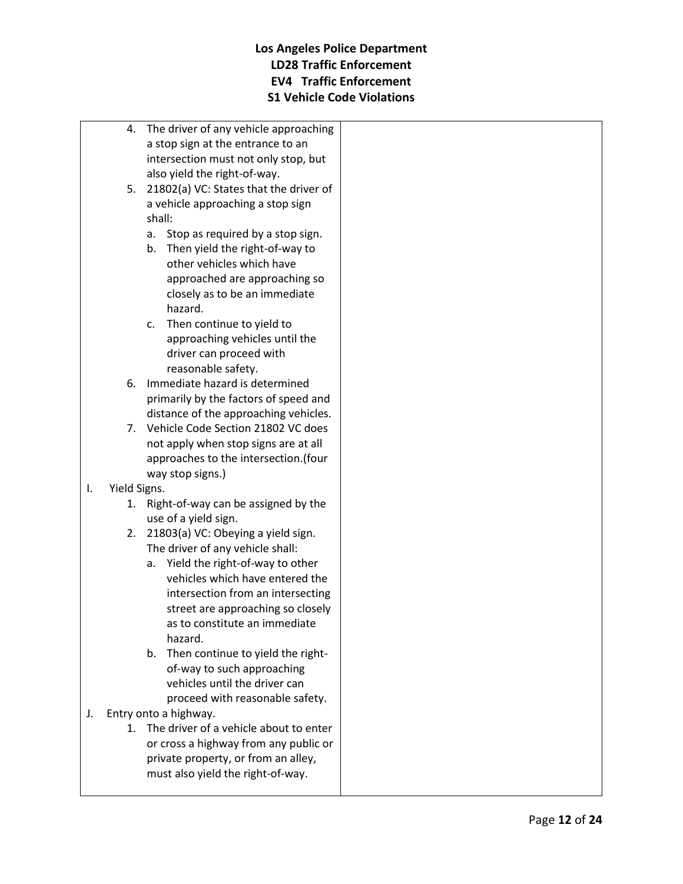4. The driver of any vehicle approaching a stop sign at the entrance to an intersection must not only stop, but also yield the right-of-way.
5. 21802(a) VC: States that the driver of a vehicle approaching a stop sign shall:
   a. Stop as required by a stop sign.
   b. Then yield the right-of-way to other vehicles which have approached are approaching so closely as to be an immediate hazard.
   c. Then continue to yield to approaching vehicles until the driver can proceed with reasonable safety.
6. Immediate hazard is determined primarily by the factors of speed and distance of the approaching vehicles.
7. Vehicle Code Section 21802 VC does not apply when stop signs are at all approaches to the intersection.(four way stop signs.)

I. Yield Signs.
   1. Right-of-way can be assigned by the use of a yield sign.
   2. 21803(a) VC: Obeying a yield sign. The driver of any vehicle shall:
      a. Yield the right-of-way to other vehicles which have entered the intersection from an intersecting street are approaching so closely as to constitute an immediate hazard.
      b. Then continue to yield the right-of-way to such approaching vehicles until the driver can proceed with reasonable safety.

J. Entry onto a highway.
   1. The driver of a vehicle about to enter or cross a highway from any public or private property, or from an alley, must also yield the right-of-way.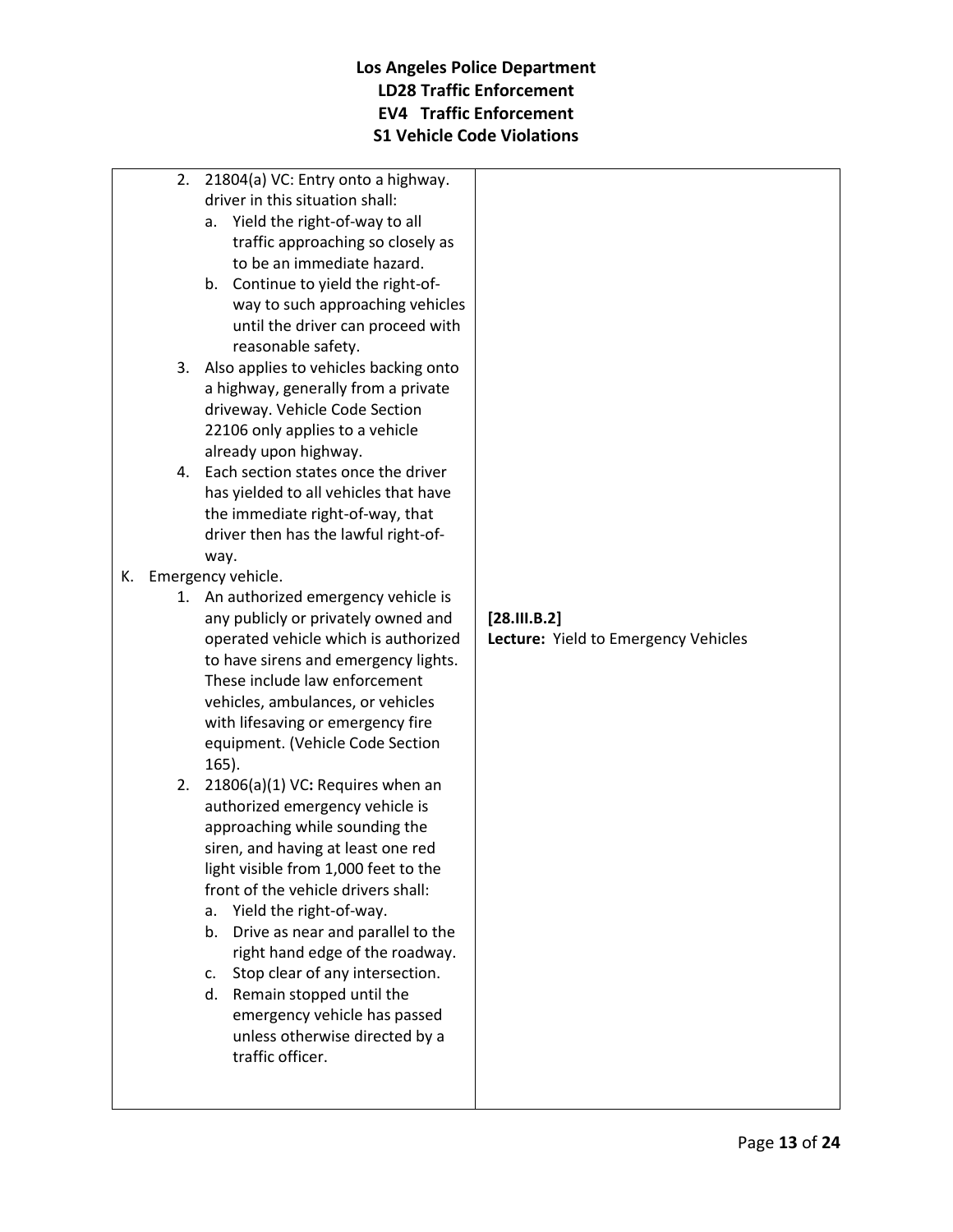**Los Angeles Police Department**
**LD28 Traffic Enforcement**
**EV4 Traffic Enforcement**
**S1 Vehicle Code Violations**

| | |
|---|---|
| 2. 21804(a) VC: Entry onto a highway. driver in this situation shall:<br>a. Yield the right-of-way to all traffic approaching so closely as to be an immediate hazard.<br>b. Continue to yield the right-of-way to such approaching vehicles until the driver can proceed with reasonable safety.<br>3. Also applies to vehicles backing onto a highway, generally from a private driveway. Vehicle Code Section 22106 only applies to a vehicle already upon highway.<br>4. Each section states once the driver has yielded to all vehicles that have the immediate right-of-way, that driver then has the lawful right-of-way.<br>K. Emergency vehicle.<br>1. An authorized emergency vehicle is any publicly or privately owned and operated vehicle which is authorized to have sirens and emergency lights. These include law enforcement vehicles, ambulances, or vehicles with lifesaving or emergency fire equipment. (Vehicle Code Section 165).<br>2. 21806(a)(1) VC**:** Requires when an authorized emergency vehicle is approaching while sounding the siren, and having at least one red light visible from 1,000 feet to the front of the vehicle drivers shall:<br>a. Yield the right-of-way.<br>b. Drive as near and parallel to the right hand edge of the roadway.<br>c. Stop clear of any intersection.<br>d. Remain stopped until the emergency vehicle has passed unless otherwise directed by a traffic officer. | **[28.III.B.2]**<br>**Lecture:** Yield to Emergency Vehicles |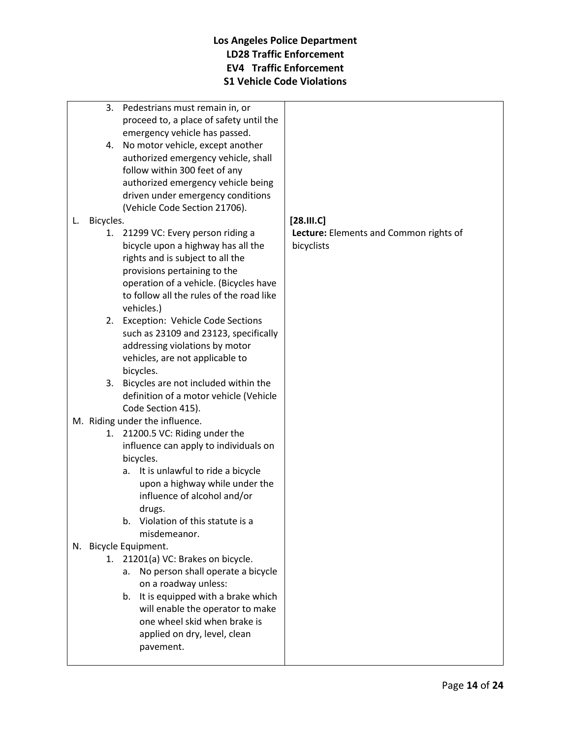# Los Angeles Police Department
## LD28 Traffic Enforcement
## EV4 Traffic Enforcement
## S1 Vehicle Code Violations

| | |
|---|---|
| 3. Pedestrians must remain in, or proceed to, a place of safety until the emergency vehicle has passed.<br>4. No motor vehicle, except another authorized emergency vehicle, shall follow within 300 feet of any authorized emergency vehicle being driven under emergency conditions (Vehicle Code Section 21706). | |
| L. Bicycles.<br>1. 21299 VC: Every person riding a bicycle upon a highway has all the rights and is subject to all the provisions pertaining to the operation of a vehicle. (Bicycles have to follow all the rules of the road like vehicles.)<br>2. Exception: Vehicle Code Sections such as 23109 and 23123, specifically addressing violations by motor vehicles, are not applicable to bicycles.<br>3. Bicycles are not included within the definition of a motor vehicle (Vehicle Code Section 415). | **[28.III.C]**<br>**Lecture:** Elements and Common rights of bicyclists |
| M. Riding under the influence.<br>1. 21200.5 VC: Riding under the influence can apply to individuals on bicycles.<br>a. It is unlawful to ride a bicycle upon a highway while under the influence of alcohol and/or drugs.<br>b. Violation of this statute is a misdemeanor. | |
| N. Bicycle Equipment.<br>1. 21201(a) VC: Brakes on bicycle.<br>a. No person shall operate a bicycle on a roadway unless:<br>b. It is equipped with a brake which will enable the operator to make one wheel skid when brake is applied on dry, level, clean pavement. | |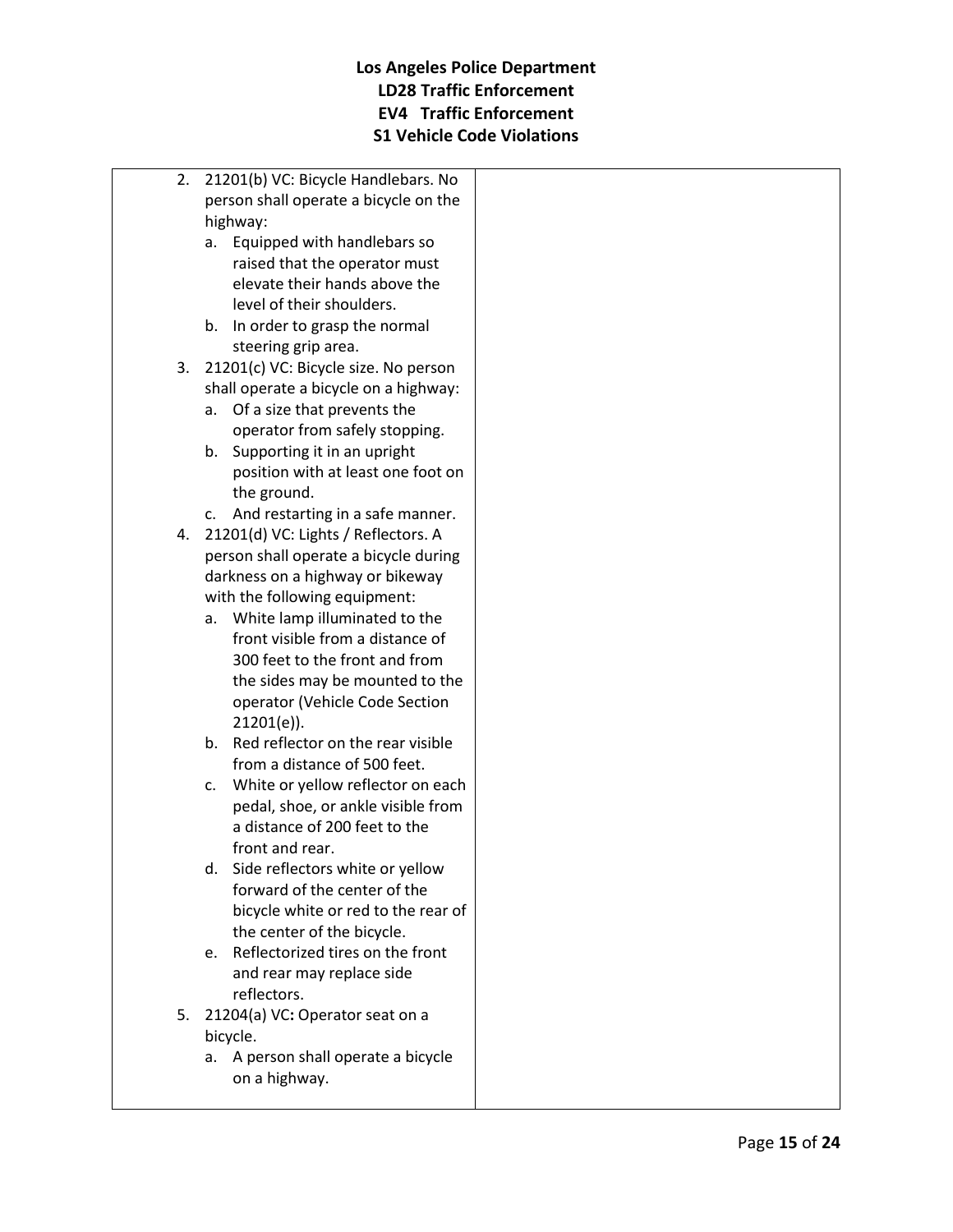| | |
|---|---|
| 2. 21201(b) VC: Bicycle Handlebars. No person shall operate a bicycle on the highway:<br>a. Equipped with handlebars so raised that the operator must elevate their hands above the level of their shoulders.<br>b. In order to grasp the normal steering grip area.<br>3. 21201(c) VC: Bicycle size. No person shall operate a bicycle on a highway:<br>a. Of a size that prevents the operator from safely stopping.<br>b. Supporting it in an upright position with at least one foot on the ground.<br>c. And restarting in a safe manner.<br>4. 21201(d) VC: Lights / Reflectors. A person shall operate a bicycle during darkness on a highway or bikeway with the following equipment:<br>a. White lamp illuminated to the front visible from a distance of 300 feet to the front and from the sides may be mounted to the operator (Vehicle Code Section 21201(e)).<br>b. Red reflector on the rear visible from a distance of 500 feet.<br>c. White or yellow reflector on each pedal, shoe, or ankle visible from a distance of 200 feet to the front and rear.<br>d. Side reflectors white or yellow forward of the center of the bicycle white or red to the rear of the center of the bicycle.<br>e. Reflectorized tires on the front and rear may replace side reflectors.<br>5. 21204(a) VC**:** Operator seat on a bicycle.<br>a. A person shall operate a bicycle on a highway. | |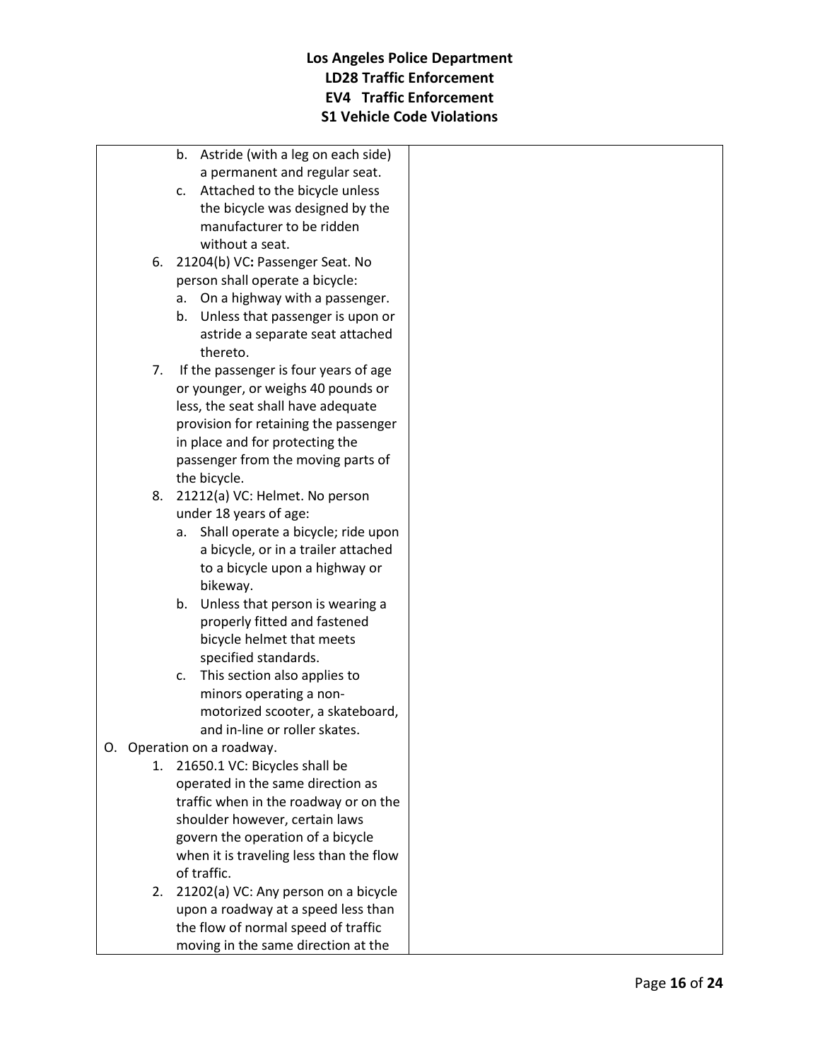b. Astride (with a leg on each side) a permanent and regular seat.
c. Attached to the bicycle unless the bicycle was designed by the manufacturer to be ridden without a seat.

6. 21204(b) VC**:** Passenger Seat. No person shall operate a bicycle:
   a. On a highway with a passenger.
   b. Unless that passenger is upon or astride a separate seat attached thereto.
7. If the passenger is four years of age or younger, or weighs 40 pounds or less, the seat shall have adequate provision for retaining the passenger in place and for protecting the passenger from the moving parts of the bicycle.
8. 21212(a) VC: Helmet. No person under 18 years of age:
   a. Shall operate a bicycle; ride upon a bicycle, or in a trailer attached to a bicycle upon a highway or bikeway.
   b. Unless that person is wearing a properly fitted and fastened bicycle helmet that meets specified standards.
   c. This section also applies to minors operating a non-motorized scooter, a skateboard, and in-line or roller skates.

O. Operation on a roadway.
   1. 21650.1 VC: Bicycles shall be operated in the same direction as traffic when in the roadway or on the shoulder however, certain laws govern the operation of a bicycle when it is traveling less than the flow of traffic.
   2. 21202(a) VC: Any person on a bicycle upon a roadway at a speed less than the flow of normal speed of traffic moving in the same direction at the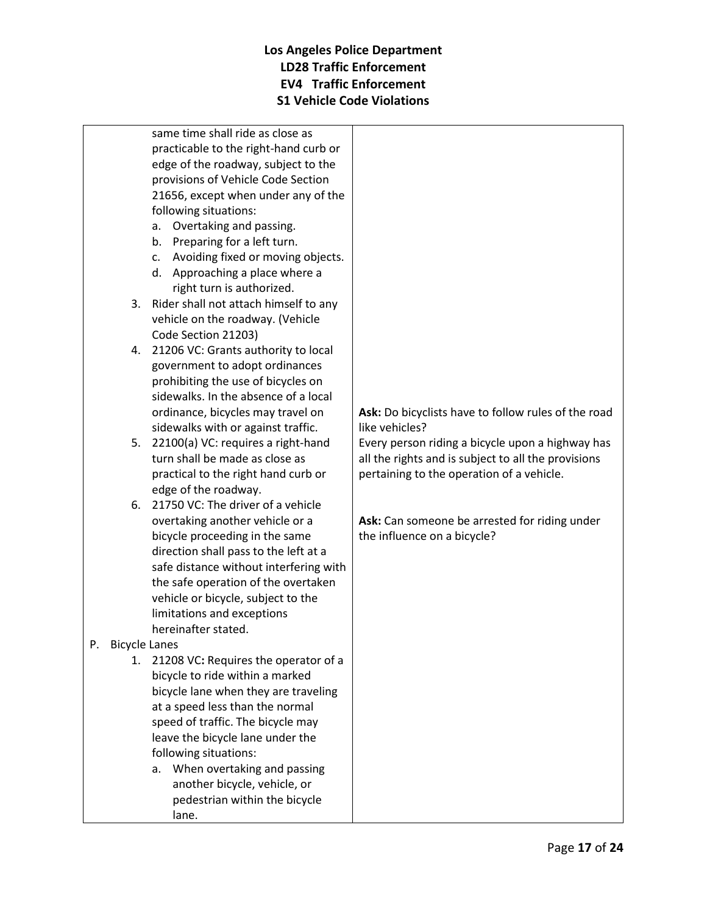| | |
|---|---|
| same time shall ride as close as practicable to the right-hand curb or edge of the roadway, subject to the provisions of Vehicle Code Section 21656, except when under any of the following situations:<br>a. Overtaking and passing.<br>b. Preparing for a left turn.<br>c. Avoiding fixed or moving objects.<br>d. Approaching a place where a right turn is authorized.<br>3. Rider shall not attach himself to any vehicle on the roadway. (Vehicle Code Section 21203)<br>4. 21206 VC: Grants authority to local government to adopt ordinances prohibiting the use of bicycles on sidewalks. In the absence of a local ordinance, bicycles may travel on sidewalks with or against traffic.<br>5. 22100(a) VC: requires a right-hand turn shall be made as close as practical to the right hand curb or edge of the roadway.<br>6. 21750 VC: The driver of a vehicle overtaking another vehicle or a bicycle proceeding in the same direction shall pass to the left at a safe distance without interfering with the safe operation of the overtaken vehicle or bicycle, subject to the limitations and exceptions hereinafter stated.<br>P. Bicycle Lanes<br>1. 21208 VC**:** Requires the operator of a bicycle to ride within a marked bicycle lane when they are traveling at a speed less than the normal speed of traffic. The bicycle may leave the bicycle lane under the following situations:<br>a. When overtaking and passing another bicycle, vehicle, or pedestrian within the bicycle lane. | **Ask:** Do bicyclists have to follow rules of the road like vehicles?<br>Every person riding a bicycle upon a highway has all the rights and is subject to all the provisions pertaining to the operation of a vehicle.<br><br>**Ask:** Can someone be arrested for riding under the influence on a bicycle? |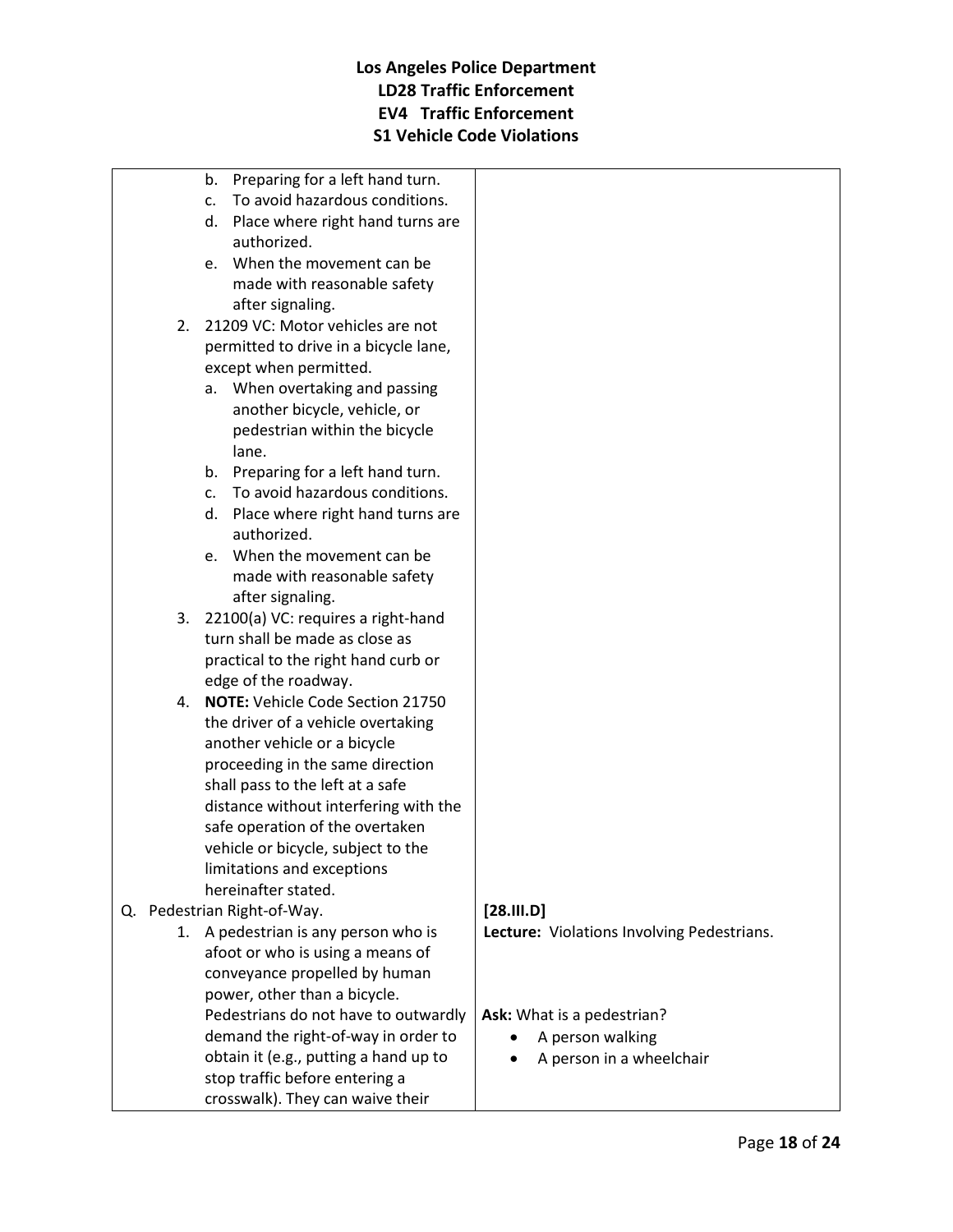| | |
|---|---|
| b. Preparing for a left hand turn.<br>c. To avoid hazardous conditions.<br>d. Place where right hand turns are authorized.<br>e. When the movement can be made with reasonable safety after signaling.<br>2. 21209 VC: Motor vehicles are not permitted to drive in a bicycle lane, except when permitted.<br>a. When overtaking and passing another bicycle, vehicle, or pedestrian within the bicycle lane.<br>b. Preparing for a left hand turn.<br>c. To avoid hazardous conditions.<br>d. Place where right hand turns are authorized.<br>e. When the movement can be made with reasonable safety after signaling.<br>3. 22100(a) VC: requires a right-hand turn shall be made as close as practical to the right hand curb or edge of the roadway.<br>4. **NOTE:** Vehicle Code Section 21750 the driver of a vehicle overtaking another vehicle or a bicycle proceeding in the same direction shall pass to the left at a safe distance without interfering with the safe operation of the overtaken vehicle or bicycle, subject to the limitations and exceptions hereinafter stated. | |
| Q. Pedestrian Right-of-Way.<br>1. A pedestrian is any person who is afoot or who is using a means of conveyance propelled by human power, other than a bicycle. Pedestrians do not have to outwardly demand the right-of-way in order to obtain it (e.g., putting a hand up to stop traffic before entering a crosswalk). They can waive their | **[28.III.D]**<br>**Lecture:** Violations Involving Pedestrians.<br><br>**Ask:** What is a pedestrian?<br>• A person walking<br>• A person in a wheelchair |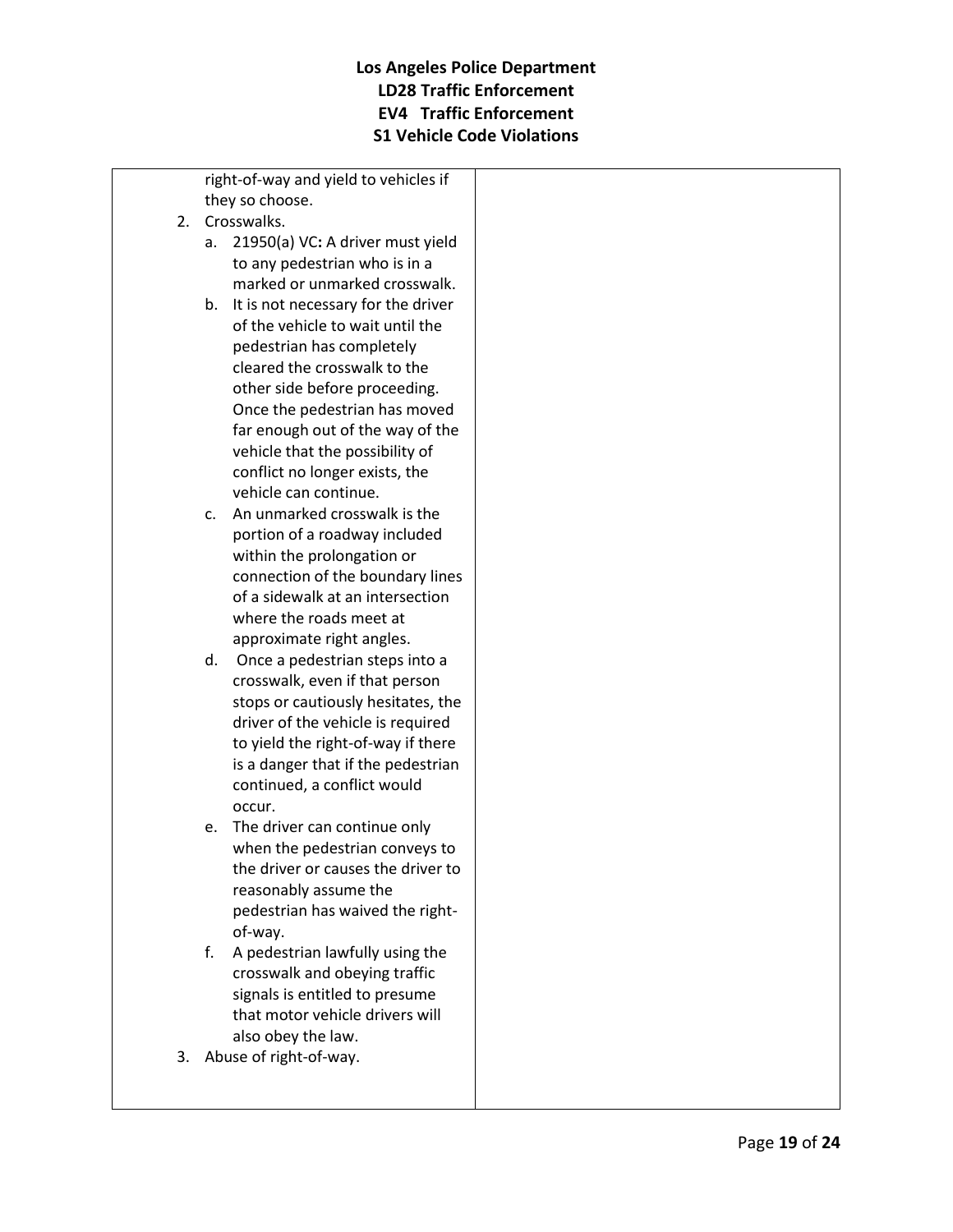right-of-way and yield to vehicles if they so choose.

2. Crosswalks.
   a. 21950(a) VC**:** A driver must yield to any pedestrian who is in a marked or unmarked crosswalk.
   b. It is not necessary for the driver of the vehicle to wait until the pedestrian has completely cleared the crosswalk to the other side before proceeding. Once the pedestrian has moved far enough out of the way of the vehicle that the possibility of conflict no longer exists, the vehicle can continue.
   c. An unmarked crosswalk is the portion of a roadway included within the prolongation or connection of the boundary lines of a sidewalk at an intersection where the roads meet at approximate right angles.
   d. Once a pedestrian steps into a crosswalk, even if that person stops or cautiously hesitates, the driver of the vehicle is required to yield the right-of-way if there is a danger that if the pedestrian continued, a conflict would occur.
   e. The driver can continue only when the pedestrian conveys to the driver or causes the driver to reasonably assume the pedestrian has waived the right-of-way.
   f. A pedestrian lawfully using the crosswalk and obeying traffic signals is entitled to presume that motor vehicle drivers will also obey the law.
3. Abuse of right-of-way.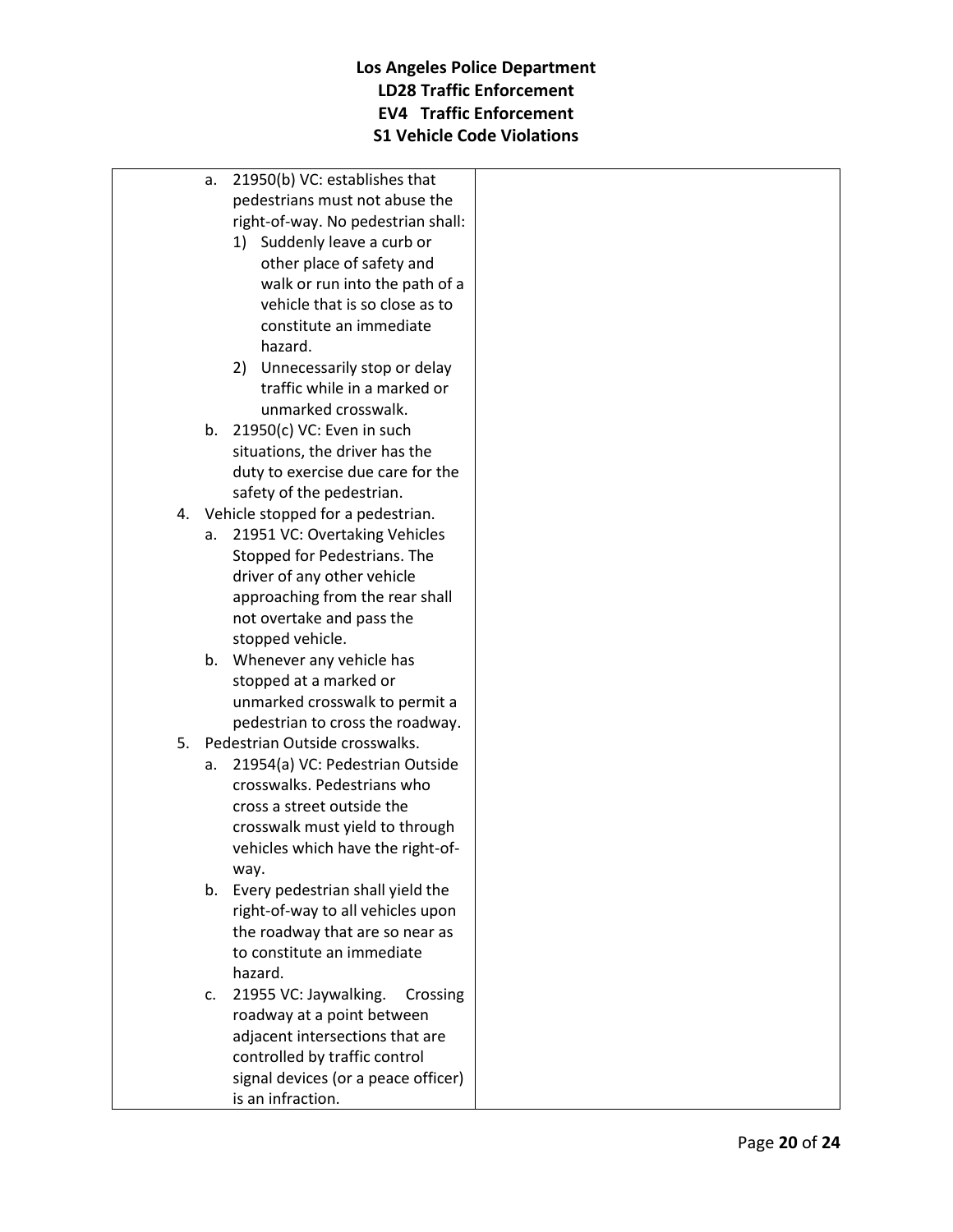# Los Angeles Police Department
## LD28 Traffic Enforcement
## EV4 Traffic Enforcement
## S1 Vehicle Code Violations

| | |
|---|---|
| a. 21950(b) VC: establishes that pedestrians must not abuse the right-of-way. No pedestrian shall:<br>1) Suddenly leave a curb or other place of safety and walk or run into the path of a vehicle that is so close as to constitute an immediate hazard.<br>2) Unnecessarily stop or delay traffic while in a marked or unmarked crosswalk.<br>b. 21950(c) VC: Even in such situations, the driver has the duty to exercise due care for the safety of the pedestrian.<br>4. Vehicle stopped for a pedestrian.<br>a. 21951 VC: Overtaking Vehicles Stopped for Pedestrians. The driver of any other vehicle approaching from the rear shall not overtake and pass the stopped vehicle.<br>b. Whenever any vehicle has stopped at a marked or unmarked crosswalk to permit a pedestrian to cross the roadway.<br>5. Pedestrian Outside crosswalks.<br>a. 21954(a) VC: Pedestrian Outside crosswalks. Pedestrians who cross a street outside the crosswalk must yield to through vehicles which have the right-of-way.<br>b. Every pedestrian shall yield the right-of-way to all vehicles upon the roadway that are so near as to constitute an immediate hazard.<br>c. 21955 VC: Jaywalking. Crossing roadway at a point between adjacent intersections that are controlled by traffic control signal devices (or a peace officer) is an infraction. | |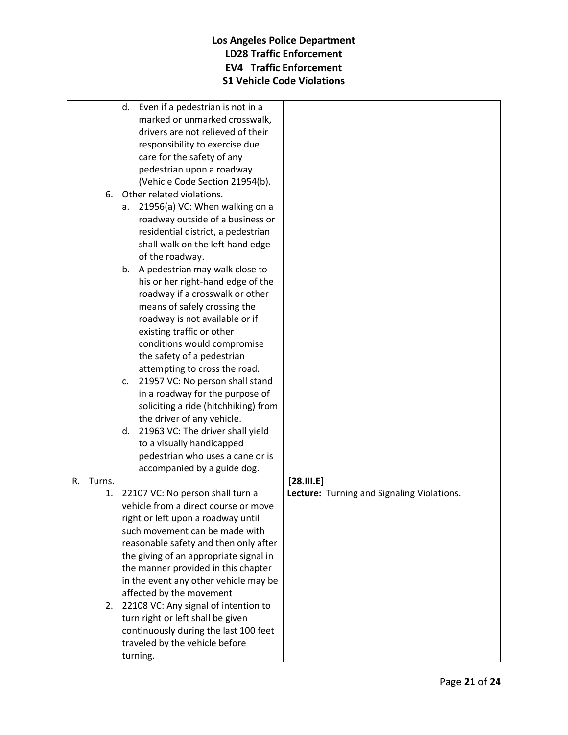# Los Angeles Police Department
## LD28 Traffic Enforcement
## EV4 Traffic Enforcement
## S1 Vehicle Code Violations

| | |
|---|---|
| d. Even if a pedestrian is not in a marked or unmarked crosswalk, drivers are not relieved of their responsibility to exercise due care for the safety of any pedestrian upon a roadway (Vehicle Code Section 21954(b). | |
| 6. Other related violations. | |
| a. 21956(a) VC: When walking on a roadway outside of a business or residential district, a pedestrian shall walk on the left hand edge of the roadway. | |
| b. A pedestrian may walk close to his or her right-hand edge of the roadway if a crosswalk or other means of safely crossing the roadway is not available or if existing traffic or other conditions would compromise the safety of a pedestrian attempting to cross the road. | |
| c. 21957 VC: No person shall stand in a roadway for the purpose of soliciting a ride (hitchhiking) from the driver of any vehicle. | |
| d. 21963 VC: The driver shall yield to a visually handicapped pedestrian who uses a cane or is accompanied by a guide dog. | |
| R. Turns. | **[28.III.E]** |
| 1. 22107 VC: No person shall turn a vehicle from a direct course or move right or left upon a roadway until such movement can be made with reasonable safety and then only after the giving of an appropriate signal in the manner provided in this chapter in the event any other vehicle may be affected by the movement | **Lecture:** Turning and Signaling Violations. |
| 2. 22108 VC: Any signal of intention to turn right or left shall be given continuously during the last 100 feet traveled by the vehicle before turning. | |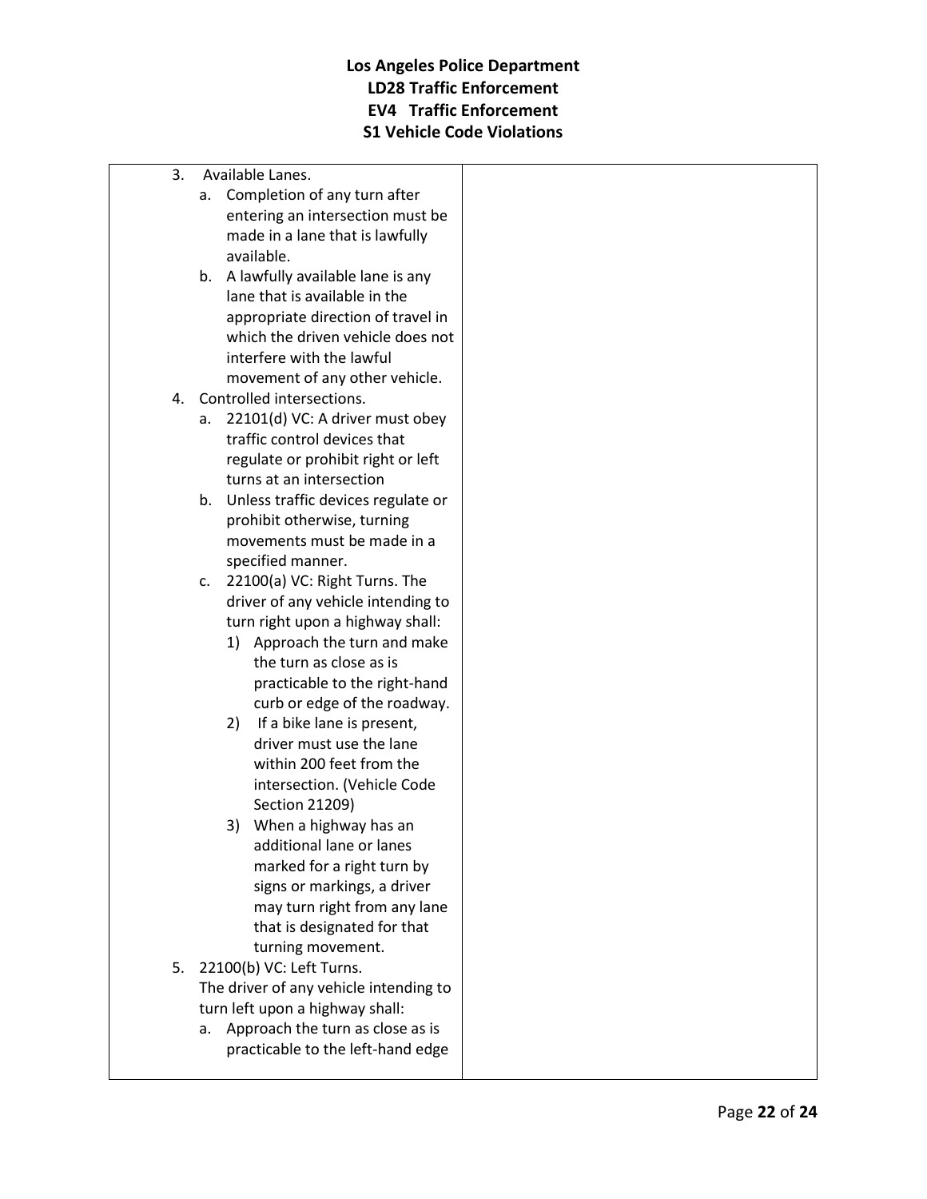3. Available Lanes.
    a. Completion of any turn after entering an intersection must be made in a lane that is lawfully available.
    b. A lawfully available lane is any lane that is available in the appropriate direction of travel in which the driven vehicle does not interfere with the lawful movement of any other vehicle.
4. Controlled intersections.
    a. 22101(d) VC: A driver must obey traffic control devices that regulate or prohibit right or left turns at an intersection
    b. Unless traffic devices regulate or prohibit otherwise, turning movements must be made in a specified manner.
    c. 22100(a) VC: Right Turns. The driver of any vehicle intending to turn right upon a highway shall:
        1) Approach the turn and make the turn as close as is practicable to the right-hand curb or edge of the roadway.
        2) If a bike lane is present, driver must use the lane within 200 feet from the intersection. (Vehicle Code Section 21209)
        3) When a highway has an additional lane or lanes marked for a right turn by signs or markings, a driver may turn right from any lane that is designated for that turning movement.
5. 22100(b) VC: Left Turns.
   The driver of any vehicle intending to turn left upon a highway shall:
    a. Approach the turn as close as is practicable to the left-hand edge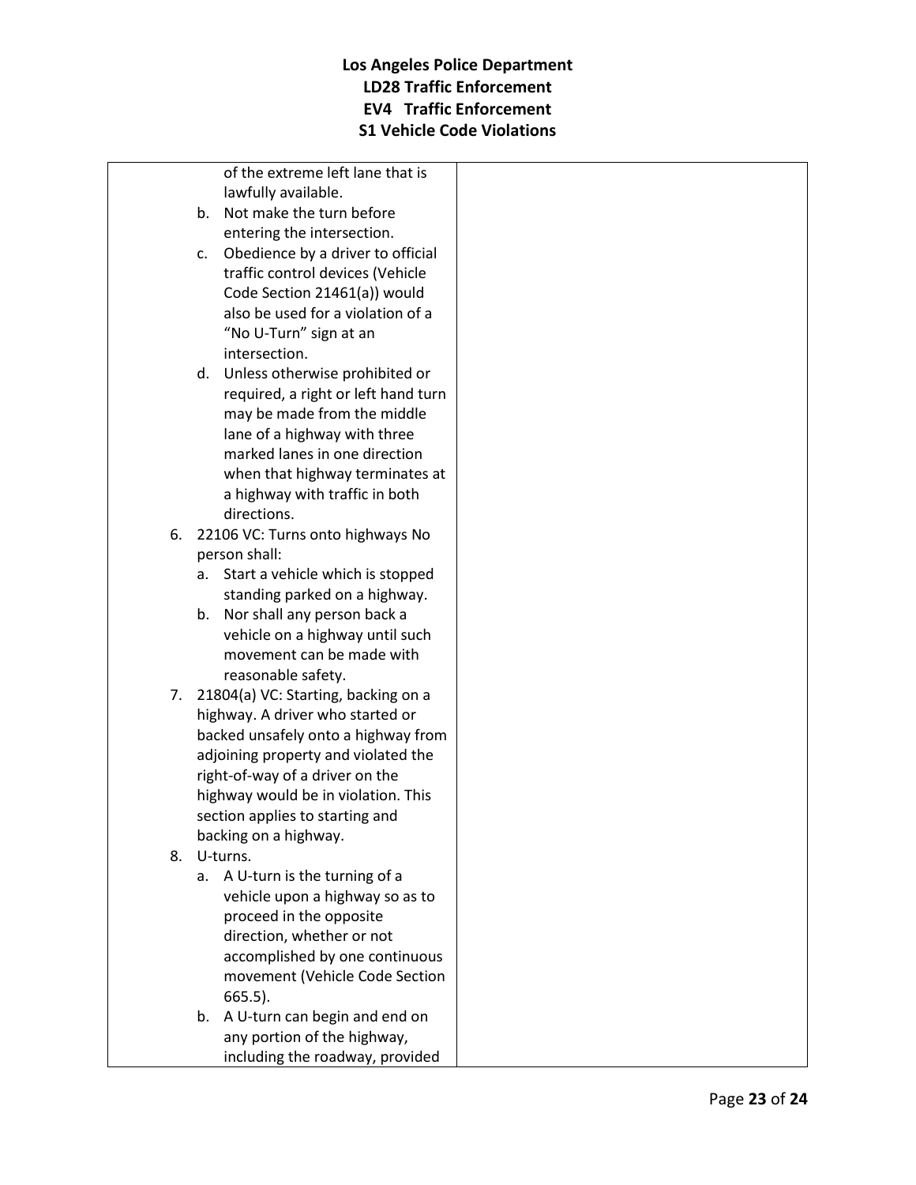| | |
|---|---|
| of the extreme left lane that is lawfully available.<br>b. Not make the turn before entering the intersection.<br>c. Obedience by a driver to official traffic control devices (Vehicle Code Section 21461(a)) would also be used for a violation of a "No U-Turn" sign at an intersection.<br>d. Unless otherwise prohibited or required, a right or left hand turn may be made from the middle lane of a highway with three marked lanes in one direction when that highway terminates at a highway with traffic in both directions.<br>6. 22106 VC: Turns onto highways No person shall:<br>a. Start a vehicle which is stopped standing parked on a highway.<br>b. Nor shall any person back a vehicle on a highway until such movement can be made with reasonable safety.<br>7. 21804(a) VC: Starting, backing on a highway. A driver who started or backed unsafely onto a highway from adjoining property and violated the right-of-way of a driver on the highway would be in violation. This section applies to starting and backing on a highway.<br>8. U-turns.<br>a. A U-turn is the turning of a vehicle upon a highway so as to proceed in the opposite direction, whether or not accomplished by one continuous movement (Vehicle Code Section 665.5).<br>b. A U-turn can begin and end on any portion of the highway, including the roadway, provided | |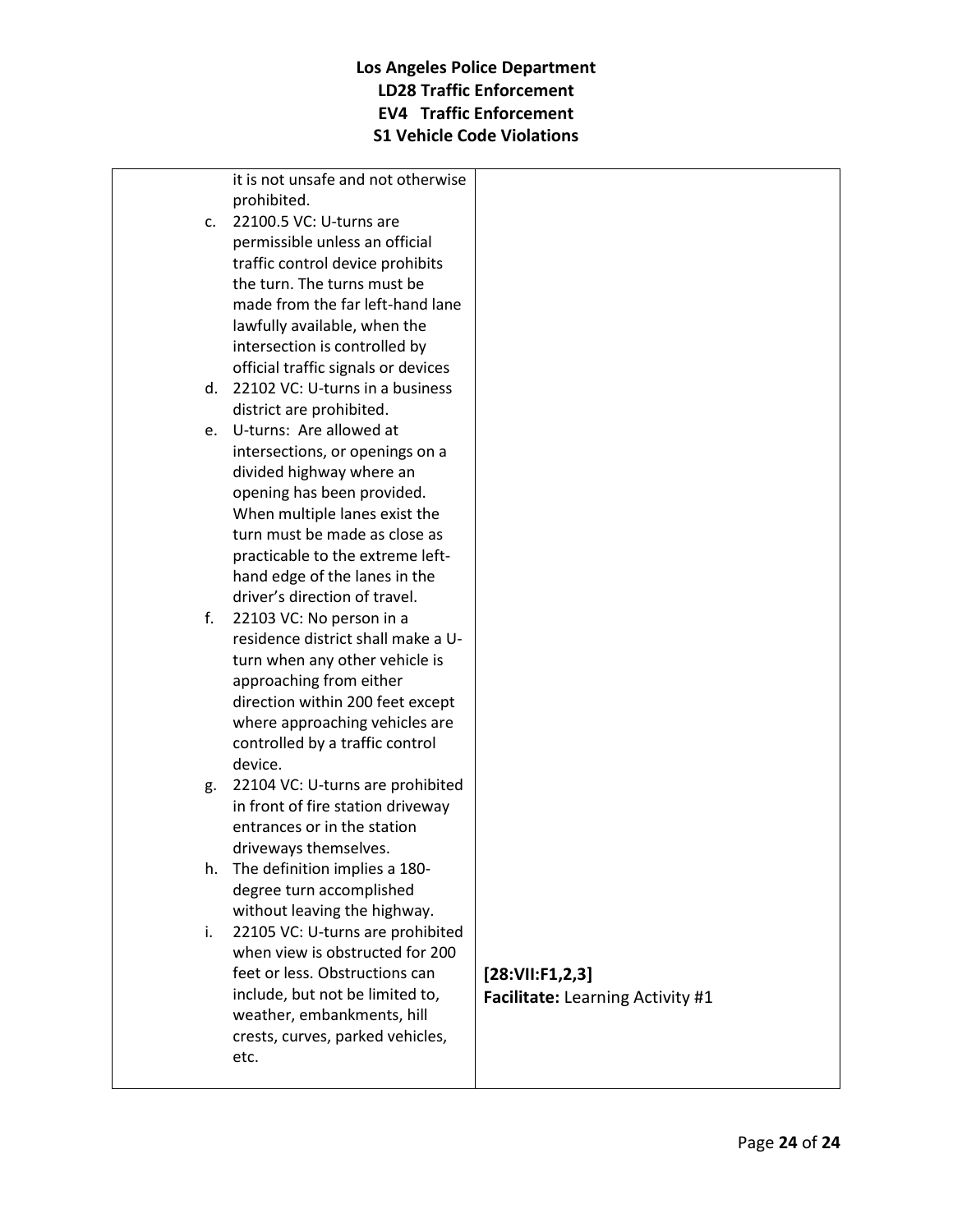| | |
|---|---|
| it is not unsafe and not otherwise prohibited.<br>c. 22100.5 VC: U-turns are permissible unless an official traffic control device prohibits the turn. The turns must be made from the far left-hand lane lawfully available, when the intersection is controlled by official traffic signals or devices<br>d. 22102 VC: U-turns in a business district are prohibited.<br>e. U-turns: Are allowed at intersections, or openings on a divided highway where an opening has been provided. When multiple lanes exist the turn must be made as close as practicable to the extreme left-hand edge of the lanes in the driver's direction of travel.<br>f. 22103 VC: No person in a residence district shall make a U-turn when any other vehicle is approaching from either direction within 200 feet except where approaching vehicles are controlled by a traffic control device.<br>g. 22104 VC: U-turns are prohibited in front of fire station driveway entrances or in the station driveways themselves.<br>h. The definition implies a 180-degree turn accomplished without leaving the highway.<br>i. 22105 VC: U-turns are prohibited when view is obstructed for 200 feet or less. Obstructions can include, but not be limited to, weather, embankments, hill crests, curves, parked vehicles, etc. | **[28:VII:F1,2,3]**<br>**Facilitate:** Learning Activity #1 |